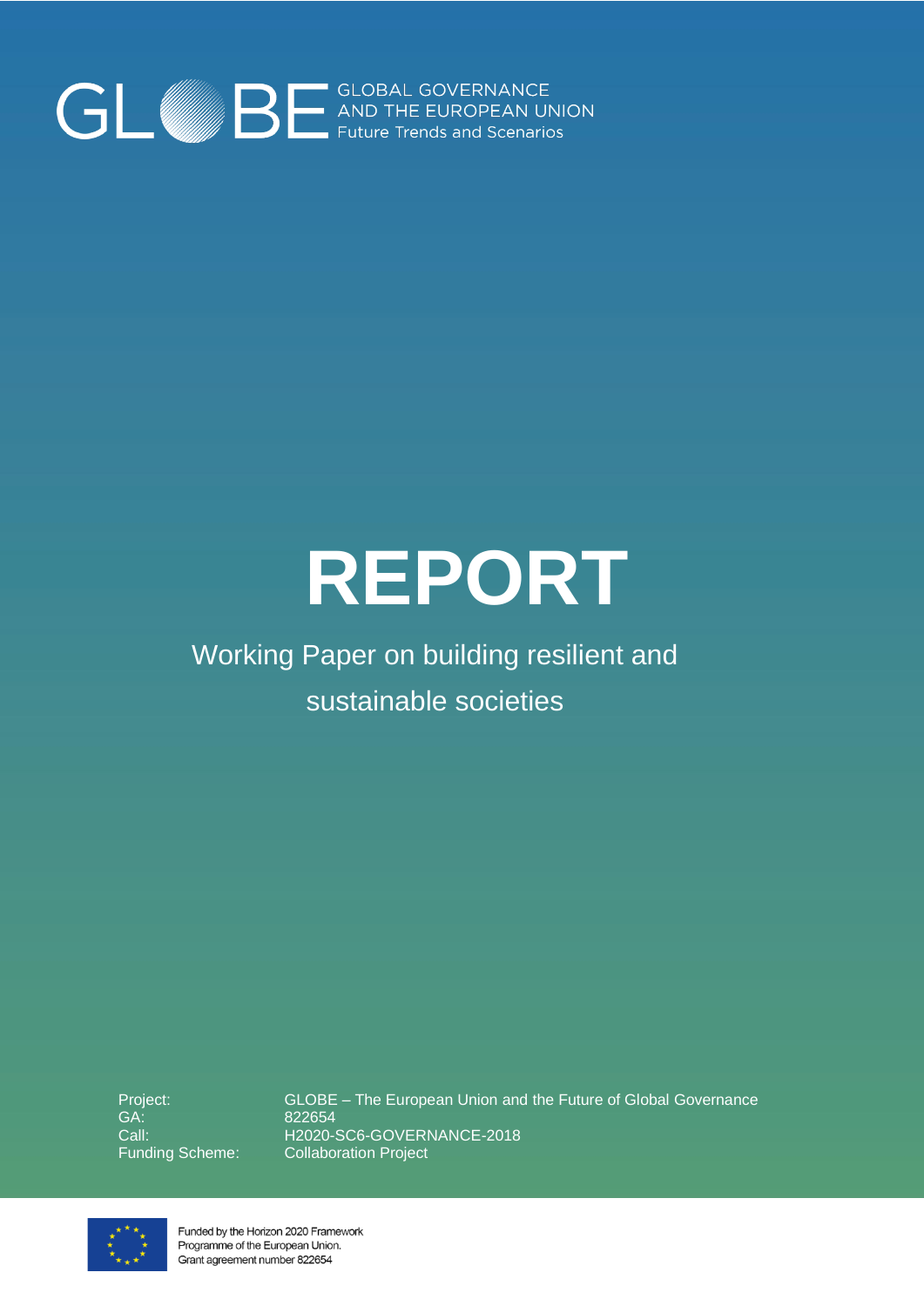GLOBE GLOBAL GOVERNANCE AND THE EUROPEAN UNION Future Trends and Scenarios

# REPORT

## Working Paper on building resilient and sustainable societies

| | |
|---|---|
| Project: | GLOBE – The European Union and the Future of Global Governance |
| GA: | 822654 |
| Call: | H2020-SC6-GOVERNANCE-2018 |
| Funding Scheme: | Collaboration Project |

Funded by the Horizon 2020 Framework Programme of the European Union. Grant agreement number 822654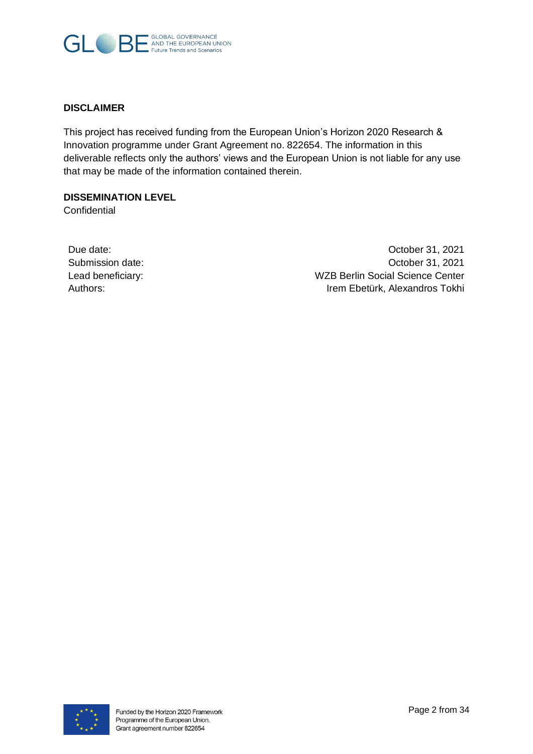## DISCLAIMER

This project has received funding from the European Union's Horizon 2020 Research & Innovation programme under Grant Agreement no. 822654. The information in this deliverable reflects only the authors' views and the European Union is not liable for any use that may be made of the information contained therein.

## DISSEMINATION LEVEL

Confidential

| | |
|---|---|
| Due date: | October 31, 2021 |
| Submission date: | October 31, 2021 |
| Lead beneficiary: | WZB Berlin Social Science Center |
| Authors: | Irem Ebetürk, Alexandros Tokhi |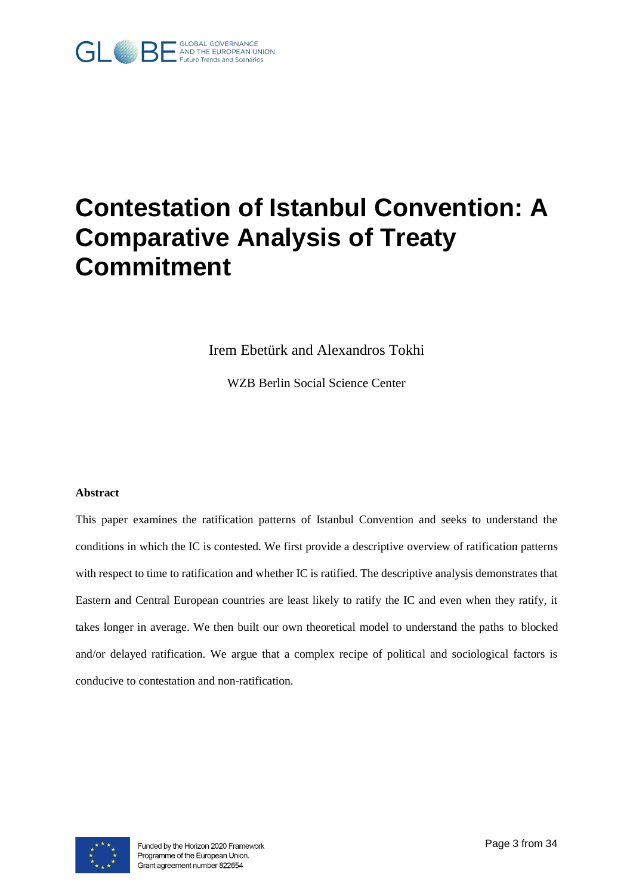# Contestation of Istanbul Convention: A Comparative Analysis of Treaty Commitment

Irem Ebetürk and Alexandros Tokhi

WZB Berlin Social Science Center

**Abstract**

This paper examines the ratification patterns of Istanbul Convention and seeks to understand the conditions in which the IC is contested. We first provide a descriptive overview of ratification patterns with respect to time to ratification and whether IC is ratified. The descriptive analysis demonstrates that Eastern and Central European countries are least likely to ratify the IC and even when they ratify, it takes longer in average. We then built our own theoretical model to understand the paths to blocked and/or delayed ratification. We argue that a complex recipe of political and sociological factors is conducive to contestation and non-ratification.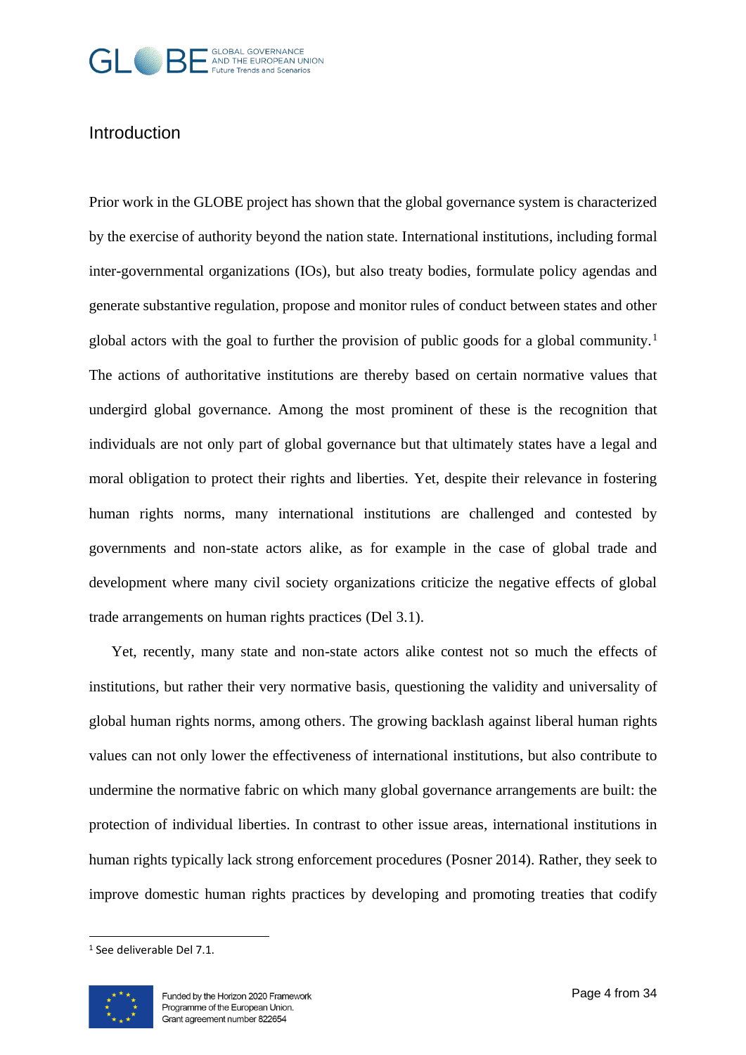## Introduction

Prior work in the GLOBE project has shown that the global governance system is characterized by the exercise of authority beyond the nation state. International institutions, including formal inter-governmental organizations (IOs), but also treaty bodies, formulate policy agendas and generate substantive regulation, propose and monitor rules of conduct between states and other global actors with the goal to further the provision of public goods for a global community.[1] The actions of authoritative institutions are thereby based on certain normative values that undergird global governance. Among the most prominent of these is the recognition that individuals are not only part of global governance but that ultimately states have a legal and moral obligation to protect their rights and liberties. Yet, despite their relevance in fostering human rights norms, many international institutions are challenged and contested by governments and non-state actors alike, as for example in the case of global trade and development where many civil society organizations criticize the negative effects of global trade arrangements on human rights practices (Del 3.1).

Yet, recently, many state and non-state actors alike contest not so much the effects of institutions, but rather their very normative basis, questioning the validity and universality of global human rights norms, among others. The growing backlash against liberal human rights values can not only lower the effectiveness of international institutions, but also contribute to undermine the normative fabric on which many global governance arrangements are built: the protection of individual liberties. In contrast to other issue areas, international institutions in human rights typically lack strong enforcement procedures (Posner 2014). Rather, they seek to improve domestic human rights practices by developing and promoting treaties that codify

[1] See deliverable Del 7.1.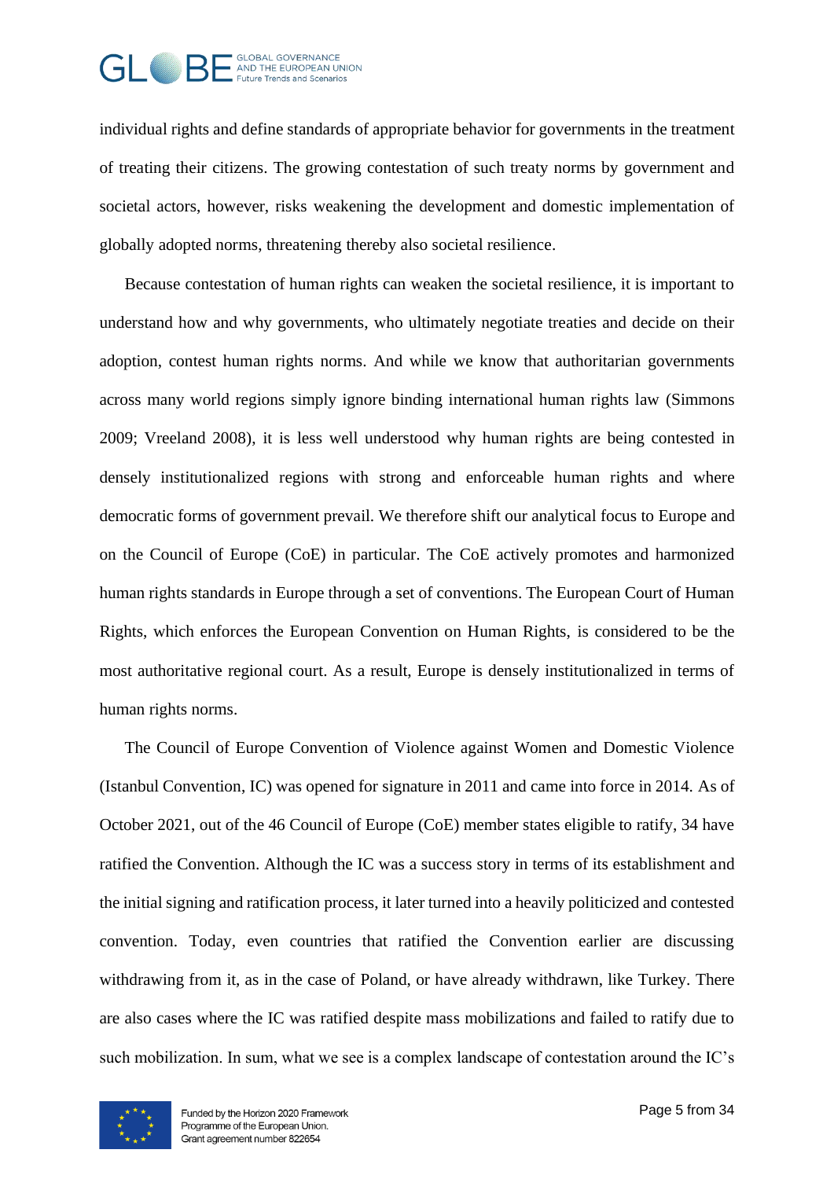individual rights and define standards of appropriate behavior for governments in the treatment of treating their citizens. The growing contestation of such treaty norms by government and societal actors, however, risks weakening the development and domestic implementation of globally adopted norms, threatening thereby also societal resilience.

Because contestation of human rights can weaken the societal resilience, it is important to understand how and why governments, who ultimately negotiate treaties and decide on their adoption, contest human rights norms. And while we know that authoritarian governments across many world regions simply ignore binding international human rights law (Simmons 2009; Vreeland 2008), it is less well understood why human rights are being contested in densely institutionalized regions with strong and enforceable human rights and where democratic forms of government prevail. We therefore shift our analytical focus to Europe and on the Council of Europe (CoE) in particular. The CoE actively promotes and harmonized human rights standards in Europe through a set of conventions. The European Court of Human Rights, which enforces the European Convention on Human Rights, is considered to be the most authoritative regional court. As a result, Europe is densely institutionalized in terms of human rights norms.

The Council of Europe Convention of Violence against Women and Domestic Violence (Istanbul Convention, IC) was opened for signature in 2011 and came into force in 2014. As of October 2021, out of the 46 Council of Europe (CoE) member states eligible to ratify, 34 have ratified the Convention. Although the IC was a success story in terms of its establishment and the initial signing and ratification process, it later turned into a heavily politicized and contested convention. Today, even countries that ratified the Convention earlier are discussing withdrawing from it, as in the case of Poland, or have already withdrawn, like Turkey. There are also cases where the IC was ratified despite mass mobilizations and failed to ratify due to such mobilization. In sum, what we see is a complex landscape of contestation around the IC's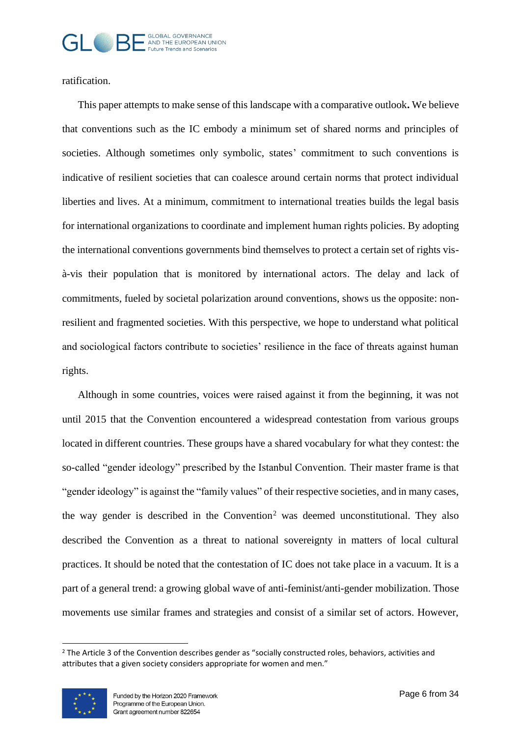ratification.

This paper attempts to make sense of this landscape with a comparative outlook**.** We believe that conventions such as the IC embody a minimum set of shared norms and principles of societies. Although sometimes only symbolic, states' commitment to such conventions is indicative of resilient societies that can coalesce around certain norms that protect individual liberties and lives. At a minimum, commitment to international treaties builds the legal basis for international organizations to coordinate and implement human rights policies. By adopting the international conventions governments bind themselves to protect a certain set of rights vis-à-vis their population that is monitored by international actors. The delay and lack of commitments, fueled by societal polarization around conventions, shows us the opposite: non-resilient and fragmented societies. With this perspective, we hope to understand what political and sociological factors contribute to societies' resilience in the face of threats against human rights.

Although in some countries, voices were raised against it from the beginning, it was not until 2015 that the Convention encountered a widespread contestation from various groups located in different countries. These groups have a shared vocabulary for what they contest: the so-called "gender ideology" prescribed by the Istanbul Convention. Their master frame is that "gender ideology" is against the "family values" of their respective societies, and in many cases, the way gender is described in the Convention[2] was deemed unconstitutional. They also described the Convention as a threat to national sovereignty in matters of local cultural practices. It should be noted that the contestation of IC does not take place in a vacuum. It is a part of a general trend: a growing global wave of anti-feminist/anti-gender mobilization. Those movements use similar frames and strategies and consist of a similar set of actors. However,

[2] The Article 3 of the Convention describes gender as "socially constructed roles, behaviors, activities and attributes that a given society considers appropriate for women and men."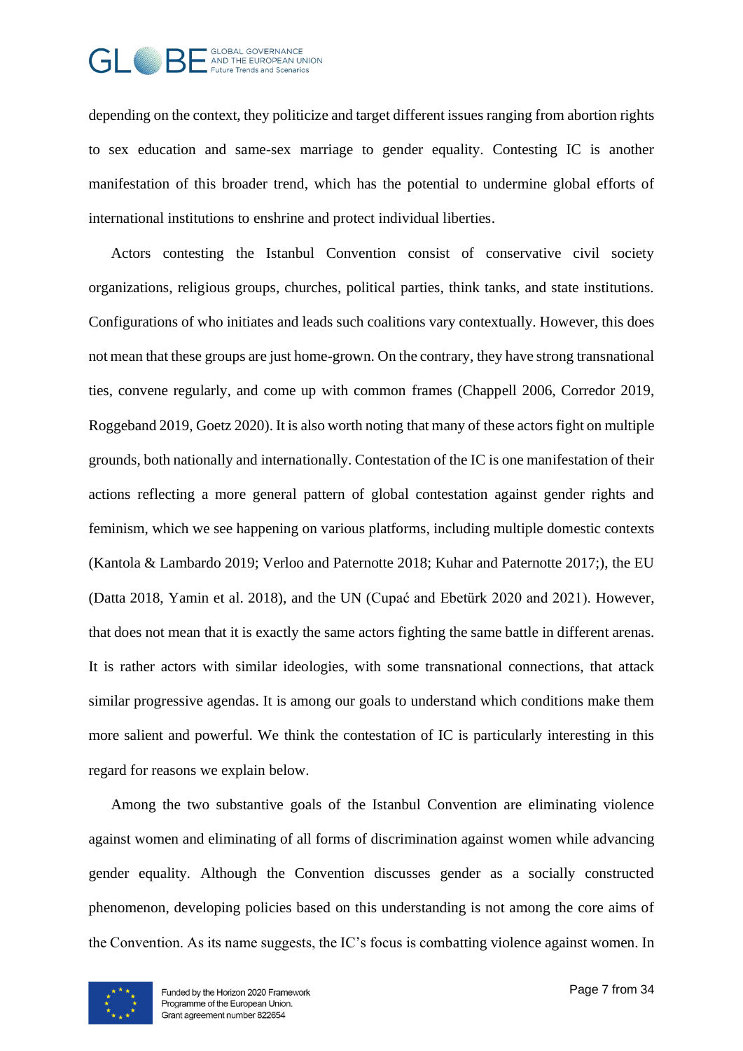depending on the context, they politicize and target different issues ranging from abortion rights to sex education and same-sex marriage to gender equality. Contesting IC is another manifestation of this broader trend, which has the potential to undermine global efforts of international institutions to enshrine and protect individual liberties.

Actors contesting the Istanbul Convention consist of conservative civil society organizations, religious groups, churches, political parties, think tanks, and state institutions. Configurations of who initiates and leads such coalitions vary contextually. However, this does not mean that these groups are just home-grown. On the contrary, they have strong transnational ties, convene regularly, and come up with common frames (Chappell 2006, Corredor 2019, Roggeband 2019, Goetz 2020). It is also worth noting that many of these actors fight on multiple grounds, both nationally and internationally. Contestation of the IC is one manifestation of their actions reflecting a more general pattern of global contestation against gender rights and feminism, which we see happening on various platforms, including multiple domestic contexts (Kantola & Lambardo 2019; Verloo and Paternotte 2018; Kuhar and Paternotte 2017;), the EU (Datta 2018, Yamin et al. 2018), and the UN (Cupać and Ebetürk 2020 and 2021). However, that does not mean that it is exactly the same actors fighting the same battle in different arenas. It is rather actors with similar ideologies, with some transnational connections, that attack similar progressive agendas. It is among our goals to understand which conditions make them more salient and powerful. We think the contestation of IC is particularly interesting in this regard for reasons we explain below.

Among the two substantive goals of the Istanbul Convention are eliminating violence against women and eliminating of all forms of discrimination against women while advancing gender equality. Although the Convention discusses gender as a socially constructed phenomenon, developing policies based on this understanding is not among the core aims of the Convention. As its name suggests, the IC's focus is combatting violence against women. In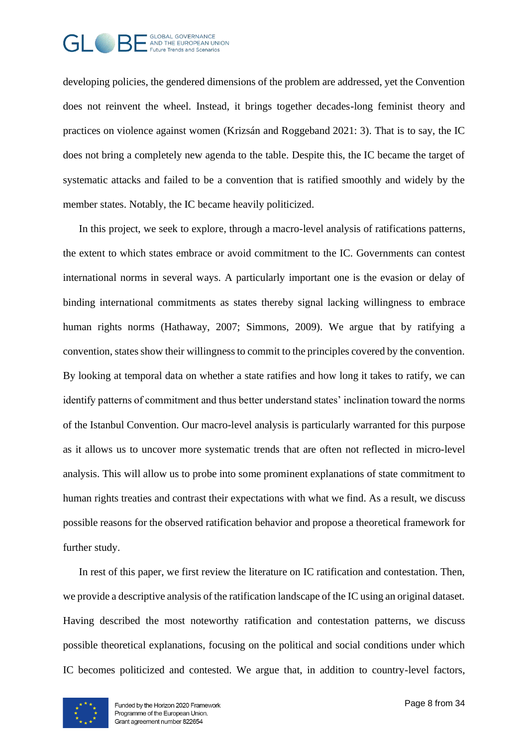developing policies, the gendered dimensions of the problem are addressed, yet the Convention does not reinvent the wheel. Instead, it brings together decades-long feminist theory and practices on violence against women (Krizsán and Roggeband 2021: 3). That is to say, the IC does not bring a completely new agenda to the table. Despite this, the IC became the target of systematic attacks and failed to be a convention that is ratified smoothly and widely by the member states. Notably, the IC became heavily politicized.

In this project, we seek to explore, through a macro-level analysis of ratifications patterns, the extent to which states embrace or avoid commitment to the IC. Governments can contest international norms in several ways. A particularly important one is the evasion or delay of binding international commitments as states thereby signal lacking willingness to embrace human rights norms (Hathaway, 2007; Simmons, 2009). We argue that by ratifying a convention, states show their willingness to commit to the principles covered by the convention. By looking at temporal data on whether a state ratifies and how long it takes to ratify, we can identify patterns of commitment and thus better understand states' inclination toward the norms of the Istanbul Convention. Our macro-level analysis is particularly warranted for this purpose as it allows us to uncover more systematic trends that are often not reflected in micro-level analysis. This will allow us to probe into some prominent explanations of state commitment to human rights treaties and contrast their expectations with what we find. As a result, we discuss possible reasons for the observed ratification behavior and propose a theoretical framework for further study.

In rest of this paper, we first review the literature on IC ratification and contestation. Then, we provide a descriptive analysis of the ratification landscape of the IC using an original dataset. Having described the most noteworthy ratification and contestation patterns, we discuss possible theoretical explanations, focusing on the political and social conditions under which IC becomes politicized and contested. We argue that, in addition to country-level factors,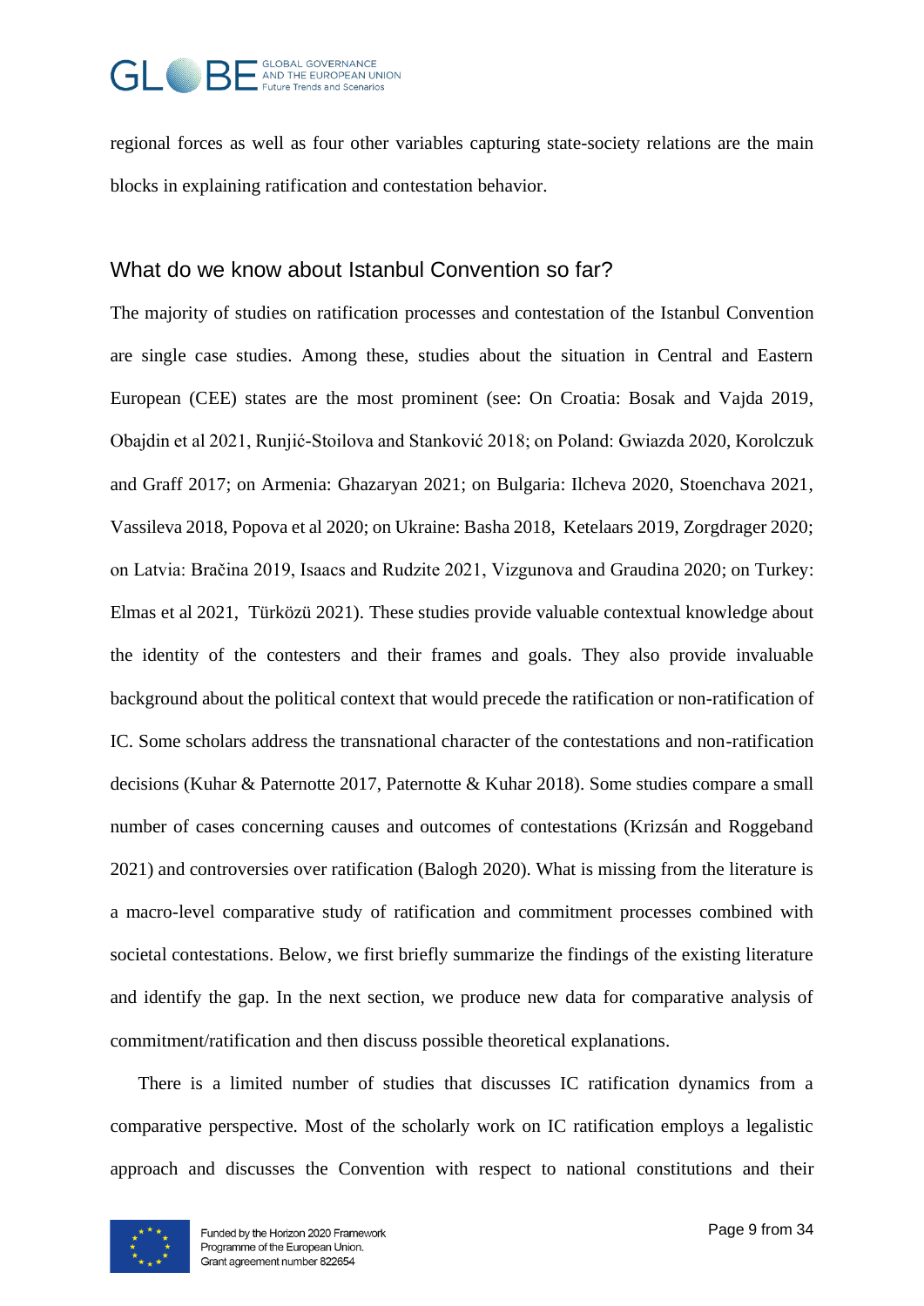regional forces as well as four other variables capturing state-society relations are the main blocks in explaining ratification and contestation behavior.

## What do we know about Istanbul Convention so far?

The majority of studies on ratification processes and contestation of the Istanbul Convention are single case studies. Among these, studies about the situation in Central and Eastern European (CEE) states are the most prominent (see: On Croatia: Bosak and Vajda 2019, Obajdin et al 2021, Runjić-Stoilova and Stanković 2018; on Poland: Gwiazda 2020, Korolczuk and Graff 2017; on Armenia: Ghazaryan 2021; on Bulgaria: Ilcheva 2020, Stoenchava 2021, Vassileva 2018, Popova et al 2020; on Ukraine: Basha 2018, Ketelaars 2019, Zorgdrager 2020; on Latvia: Bračina 2019, Isaacs and Rudzite 2021, Vizgunova and Graudina 2020; on Turkey: Elmas et al 2021, Türközü 2021). These studies provide valuable contextual knowledge about the identity of the contesters and their frames and goals. They also provide invaluable background about the political context that would precede the ratification or non-ratification of IC. Some scholars address the transnational character of the contestations and non-ratification decisions (Kuhar & Paternotte 2017, Paternotte & Kuhar 2018). Some studies compare a small number of cases concerning causes and outcomes of contestations (Krizsán and Roggeband 2021) and controversies over ratification (Balogh 2020). What is missing from the literature is a macro-level comparative study of ratification and commitment processes combined with societal contestations. Below, we first briefly summarize the findings of the existing literature and identify the gap. In the next section, we produce new data for comparative analysis of commitment/ratification and then discuss possible theoretical explanations.

There is a limited number of studies that discusses IC ratification dynamics from a comparative perspective. Most of the scholarly work on IC ratification employs a legalistic approach and discusses the Convention with respect to national constitutions and their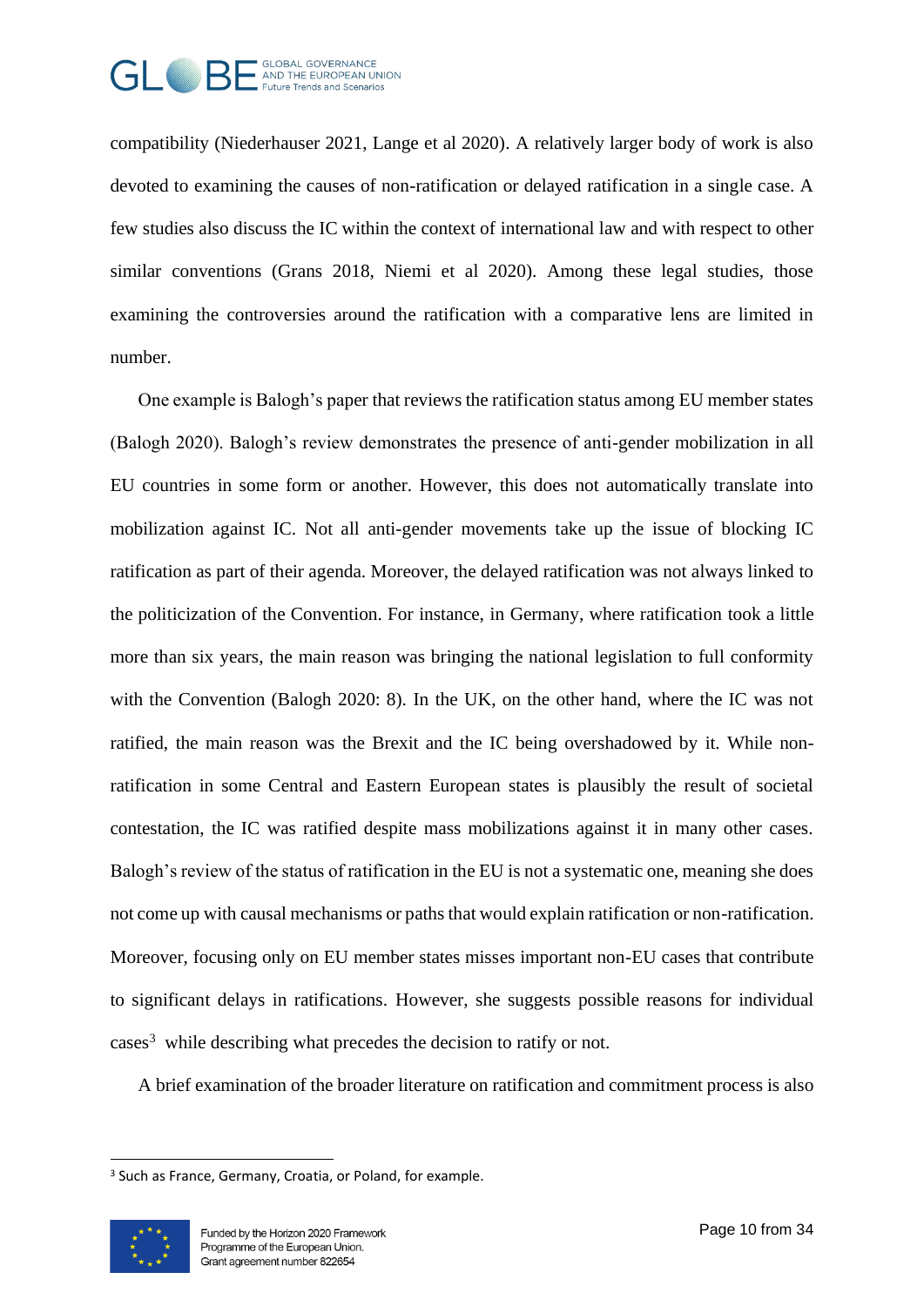compatibility (Niederhauser 2021, Lange et al 2020). A relatively larger body of work is also devoted to examining the causes of non-ratification or delayed ratification in a single case. A few studies also discuss the IC within the context of international law and with respect to other similar conventions (Grans 2018, Niemi et al 2020). Among these legal studies, those examining the controversies around the ratification with a comparative lens are limited in number.

One example is Balogh's paper that reviews the ratification status among EU member states (Balogh 2020). Balogh's review demonstrates the presence of anti-gender mobilization in all EU countries in some form or another. However, this does not automatically translate into mobilization against IC. Not all anti-gender movements take up the issue of blocking IC ratification as part of their agenda. Moreover, the delayed ratification was not always linked to the politicization of the Convention. For instance, in Germany, where ratification took a little more than six years, the main reason was bringing the national legislation to full conformity with the Convention (Balogh 2020: 8). In the UK, on the other hand, where the IC was not ratified, the main reason was the Brexit and the IC being overshadowed by it. While non-ratification in some Central and Eastern European states is plausibly the result of societal contestation, the IC was ratified despite mass mobilizations against it in many other cases. Balogh's review of the status of ratification in the EU is not a systematic one, meaning she does not come up with causal mechanisms or paths that would explain ratification or non-ratification. Moreover, focusing only on EU member states misses important non-EU cases that contribute to significant delays in ratifications. However, she suggests possible reasons for individual cases[3] while describing what precedes the decision to ratify or not.

A brief examination of the broader literature on ratification and commitment process is also

[3] Such as France, Germany, Croatia, or Poland, for example.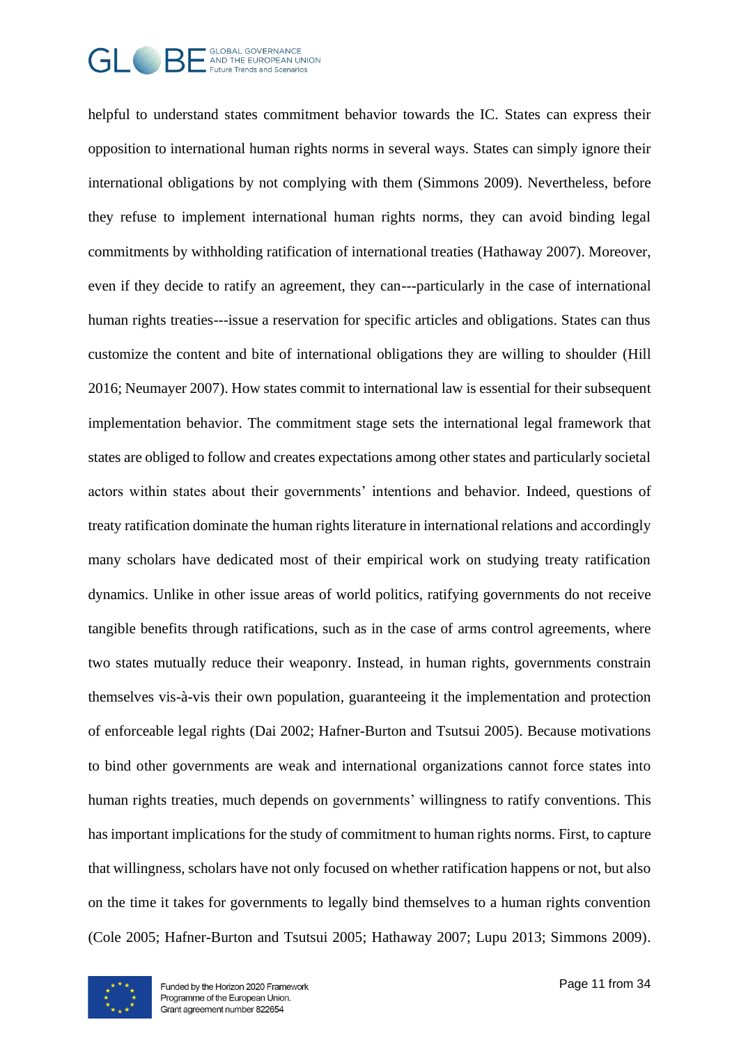helpful to understand states commitment behavior towards the IC. States can express their opposition to international human rights norms in several ways. States can simply ignore their international obligations by not complying with them (Simmons 2009). Nevertheless, before they refuse to implement international human rights norms, they can avoid binding legal commitments by withholding ratification of international treaties (Hathaway 2007). Moreover, even if they decide to ratify an agreement, they can---particularly in the case of international human rights treaties---issue a reservation for specific articles and obligations. States can thus customize the content and bite of international obligations they are willing to shoulder (Hill 2016; Neumayer 2007). How states commit to international law is essential for their subsequent implementation behavior. The commitment stage sets the international legal framework that states are obliged to follow and creates expectations among other states and particularly societal actors within states about their governments' intentions and behavior. Indeed, questions of treaty ratification dominate the human rights literature in international relations and accordingly many scholars have dedicated most of their empirical work on studying treaty ratification dynamics. Unlike in other issue areas of world politics, ratifying governments do not receive tangible benefits through ratifications, such as in the case of arms control agreements, where two states mutually reduce their weaponry. Instead, in human rights, governments constrain themselves vis-à-vis their own population, guaranteeing it the implementation and protection of enforceable legal rights (Dai 2002; Hafner-Burton and Tsutsui 2005). Because motivations to bind other governments are weak and international organizations cannot force states into human rights treaties, much depends on governments' willingness to ratify conventions. This has important implications for the study of commitment to human rights norms. First, to capture that willingness, scholars have not only focused on whether ratification happens or not, but also on the time it takes for governments to legally bind themselves to a human rights convention (Cole 2005; Hafner-Burton and Tsutsui 2005; Hathaway 2007; Lupu 2013; Simmons 2009).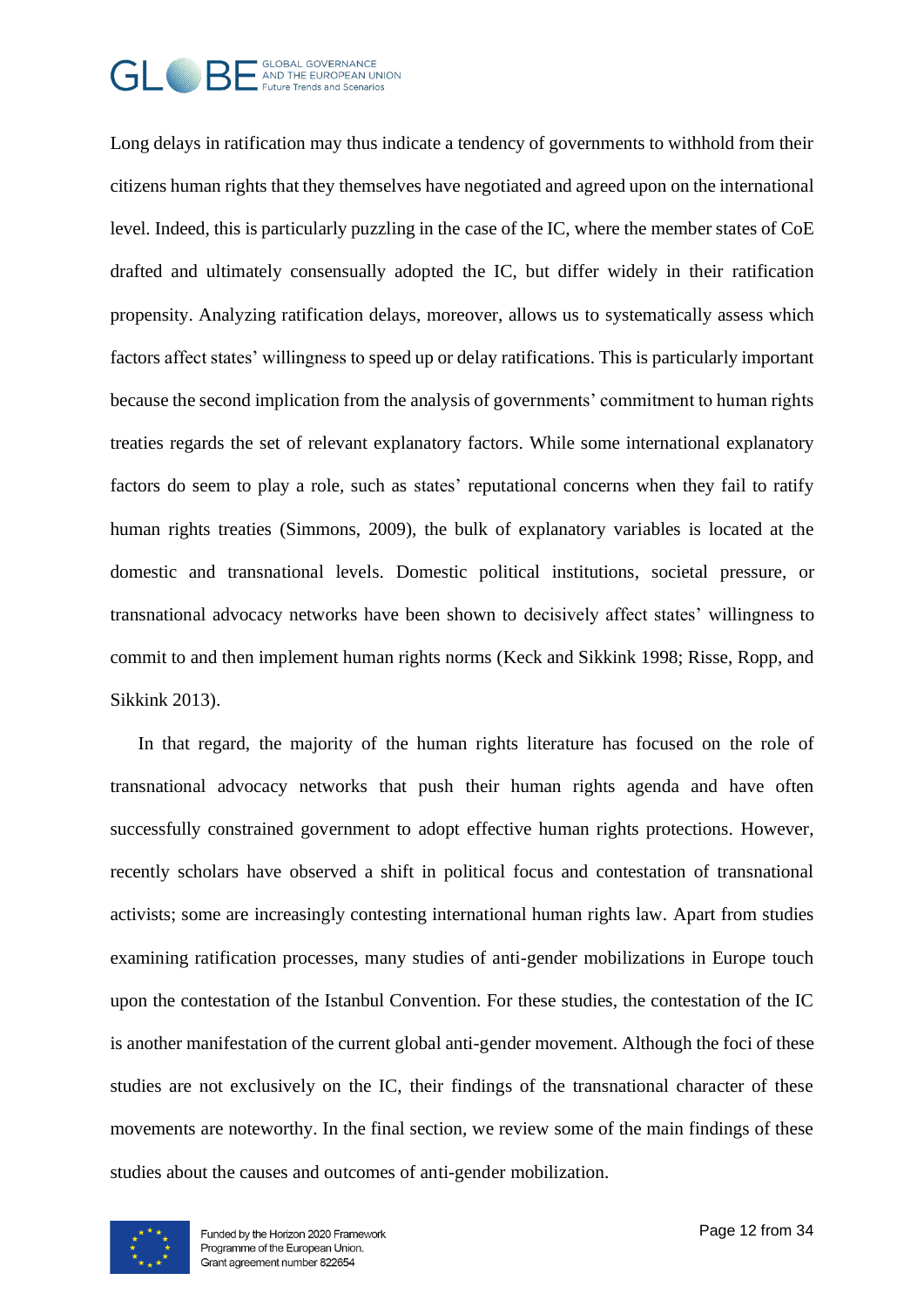Long delays in ratification may thus indicate a tendency of governments to withhold from their citizens human rights that they themselves have negotiated and agreed upon on the international level. Indeed, this is particularly puzzling in the case of the IC, where the member states of CoE drafted and ultimately consensually adopted the IC, but differ widely in their ratification propensity. Analyzing ratification delays, moreover, allows us to systematically assess which factors affect states' willingness to speed up or delay ratifications. This is particularly important because the second implication from the analysis of governments' commitment to human rights treaties regards the set of relevant explanatory factors. While some international explanatory factors do seem to play a role, such as states' reputational concerns when they fail to ratify human rights treaties (Simmons, 2009), the bulk of explanatory variables is located at the domestic and transnational levels. Domestic political institutions, societal pressure, or transnational advocacy networks have been shown to decisively affect states' willingness to commit to and then implement human rights norms (Keck and Sikkink 1998; Risse, Ropp, and Sikkink 2013).

In that regard, the majority of the human rights literature has focused on the role of transnational advocacy networks that push their human rights agenda and have often successfully constrained government to adopt effective human rights protections. However, recently scholars have observed a shift in political focus and contestation of transnational activists; some are increasingly contesting international human rights law. Apart from studies examining ratification processes, many studies of anti-gender mobilizations in Europe touch upon the contestation of the Istanbul Convention. For these studies, the contestation of the IC is another manifestation of the current global anti-gender movement. Although the foci of these studies are not exclusively on the IC, their findings of the transnational character of these movements are noteworthy. In the final section, we review some of the main findings of these studies about the causes and outcomes of anti-gender mobilization.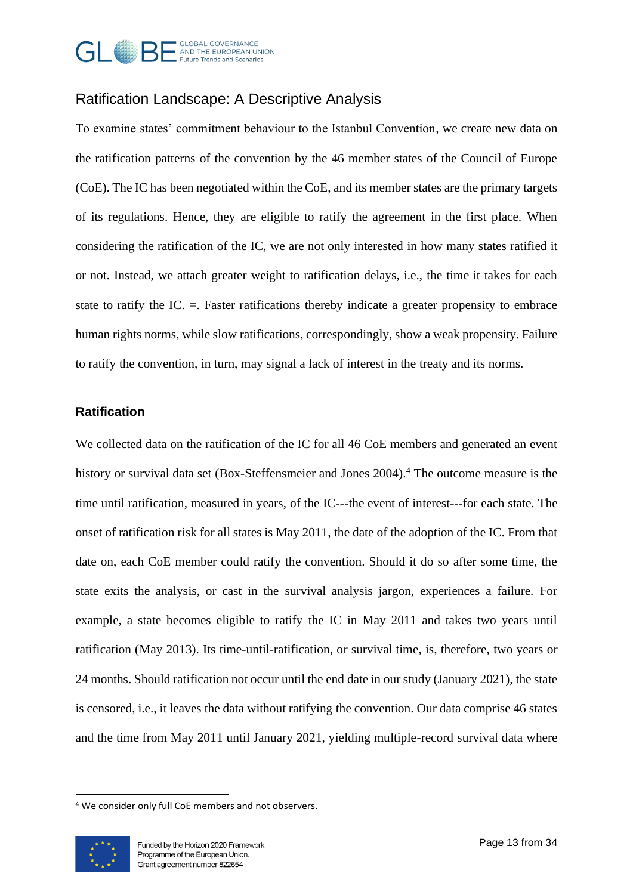## Ratification Landscape: A Descriptive Analysis

To examine states' commitment behaviour to the Istanbul Convention, we create new data on the ratification patterns of the convention by the 46 member states of the Council of Europe (CoE). The IC has been negotiated within the CoE, and its member states are the primary targets of its regulations. Hence, they are eligible to ratify the agreement in the first place. When considering the ratification of the IC, we are not only interested in how many states ratified it or not. Instead, we attach greater weight to ratification delays, i.e., the time it takes for each state to ratify the IC. =. Faster ratifications thereby indicate a greater propensity to embrace human rights norms, while slow ratifications, correspondingly, show a weak propensity. Failure to ratify the convention, in turn, may signal a lack of interest in the treaty and its norms.

### Ratification

We collected data on the ratification of the IC for all 46 CoE members and generated an event history or survival data set (Box-Steffensmeier and Jones 2004).[4] The outcome measure is the time until ratification, measured in years, of the IC---the event of interest---for each state. The onset of ratification risk for all states is May 2011, the date of the adoption of the IC. From that date on, each CoE member could ratify the convention. Should it do so after some time, the state exits the analysis, or cast in the survival analysis jargon, experiences a failure. For example, a state becomes eligible to ratify the IC in May 2011 and takes two years until ratification (May 2013). Its time-until-ratification, or survival time, is, therefore, two years or 24 months. Should ratification not occur until the end date in our study (January 2021), the state is censored, i.e., it leaves the data without ratifying the convention. Our data comprise 46 states and the time from May 2011 until January 2021, yielding multiple-record survival data where

[4] We consider only full CoE members and not observers.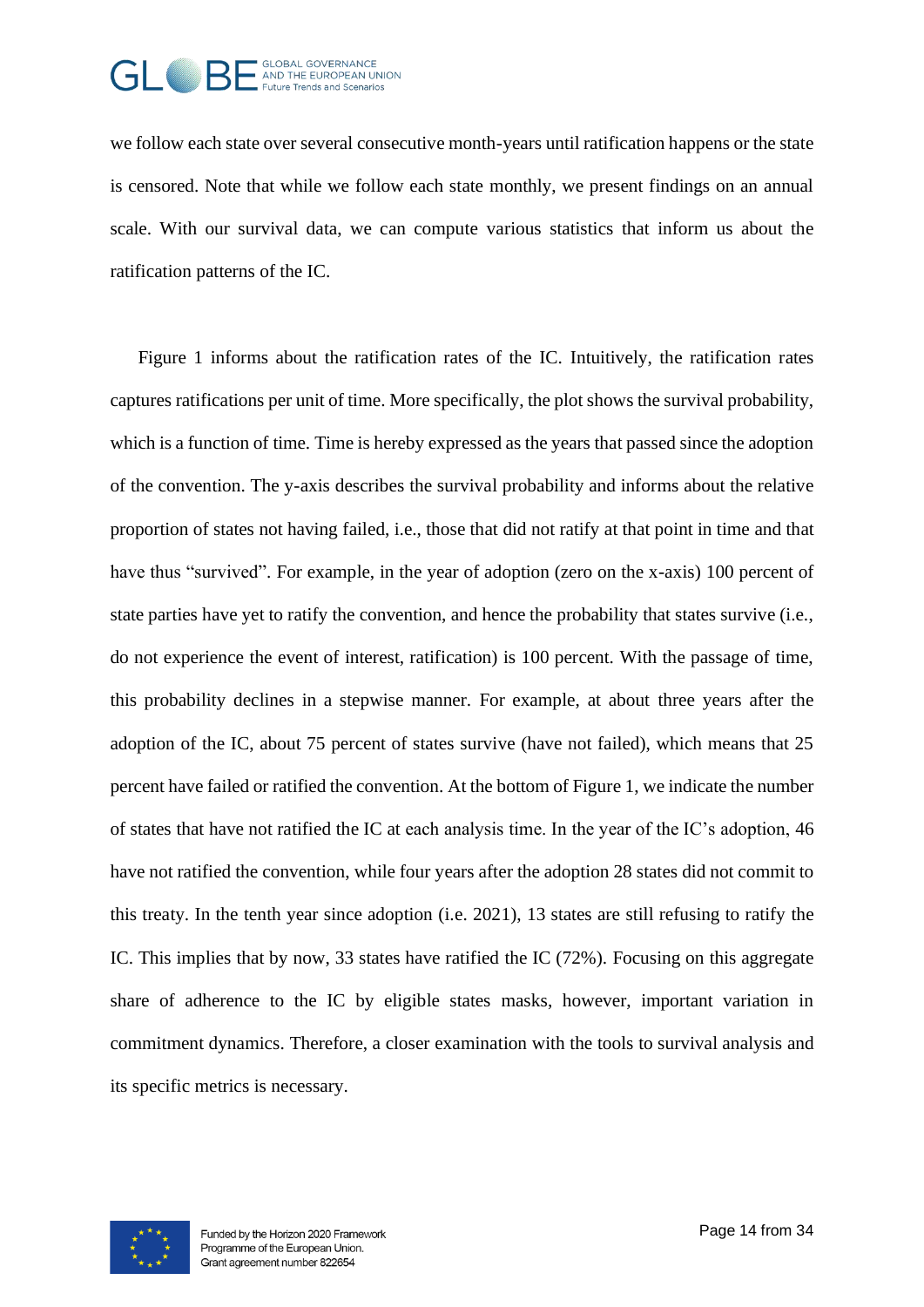we follow each state over several consecutive month-years until ratification happens or the state is censored. Note that while we follow each state monthly, we present findings on an annual scale. With our survival data, we can compute various statistics that inform us about the ratification patterns of the IC.

Figure 1 informs about the ratification rates of the IC. Intuitively, the ratification rates captures ratifications per unit of time. More specifically, the plot shows the survival probability, which is a function of time. Time is hereby expressed as the years that passed since the adoption of the convention. The y-axis describes the survival probability and informs about the relative proportion of states not having failed, i.e., those that did not ratify at that point in time and that have thus "survived". For example, in the year of adoption (zero on the x-axis) 100 percent of state parties have yet to ratify the convention, and hence the probability that states survive (i.e., do not experience the event of interest, ratification) is 100 percent. With the passage of time, this probability declines in a stepwise manner. For example, at about three years after the adoption of the IC, about 75 percent of states survive (have not failed), which means that 25 percent have failed or ratified the convention. At the bottom of Figure 1, we indicate the number of states that have not ratified the IC at each analysis time. In the year of the IC's adoption, 46 have not ratified the convention, while four years after the adoption 28 states did not commit to this treaty. In the tenth year since adoption (i.e. 2021), 13 states are still refusing to ratify the IC. This implies that by now, 33 states have ratified the IC (72%). Focusing on this aggregate share of adherence to the IC by eligible states masks, however, important variation in commitment dynamics. Therefore, a closer examination with the tools to survival analysis and its specific metrics is necessary.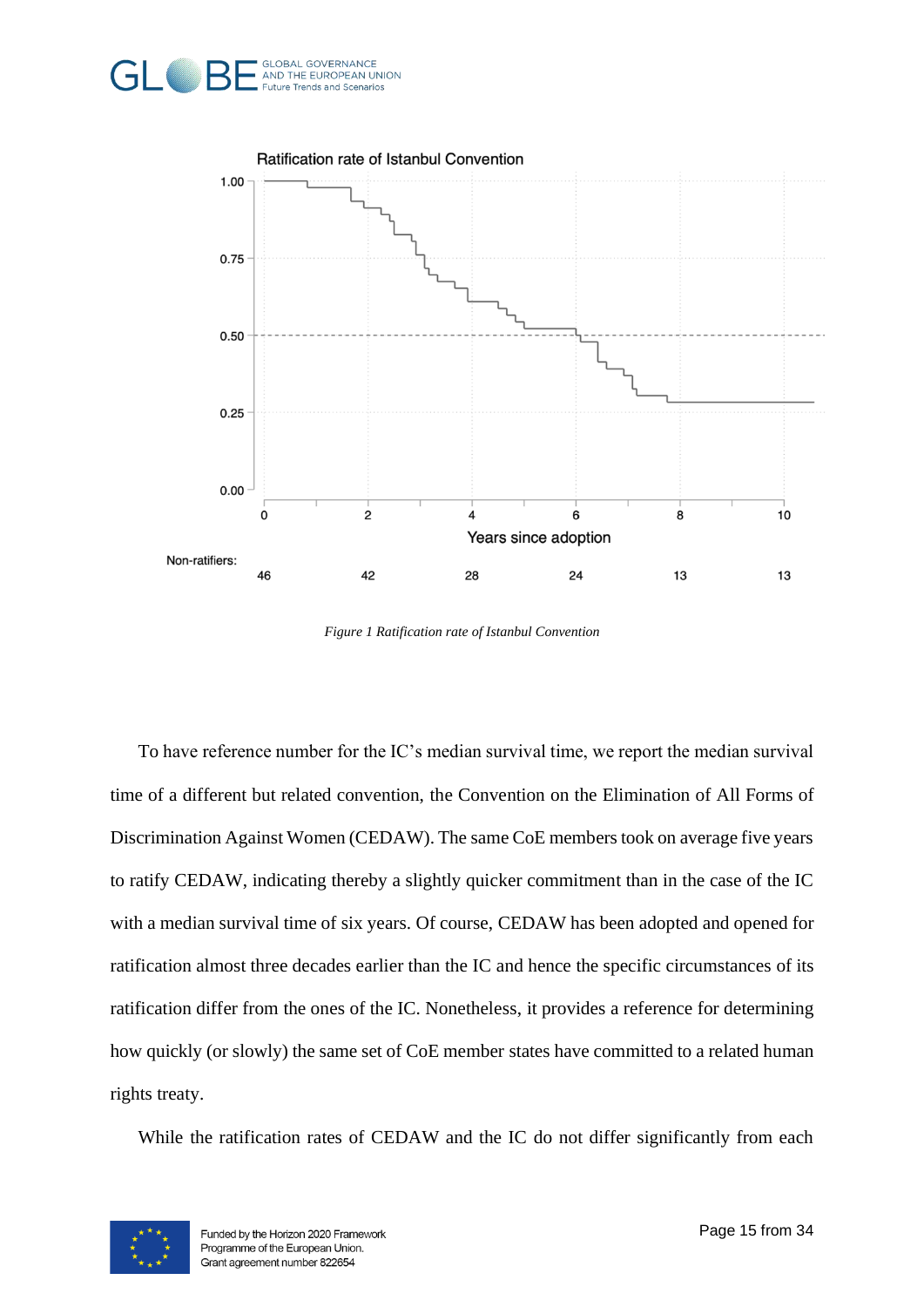Ratification rate of Istanbul Convention

Non-ratifiers: 46 (0), 42 (2), 28 (4), 24 (6), 13 (8), 13 (10)

*Figure 1 Ratification rate of Istanbul Convention*

To have reference number for the IC's median survival time, we report the median survival time of a different but related convention, the Convention on the Elimination of All Forms of Discrimination Against Women (CEDAW). The same CoE members took on average five years to ratify CEDAW, indicating thereby a slightly quicker commitment than in the case of the IC with a median survival time of six years. Of course, CEDAW has been adopted and opened for ratification almost three decades earlier than the IC and hence the specific circumstances of its ratification differ from the ones of the IC. Nonetheless, it provides a reference for determining how quickly (or slowly) the same set of CoE member states have committed to a related human rights treaty.

While the ratification rates of CEDAW and the IC do not differ significantly from each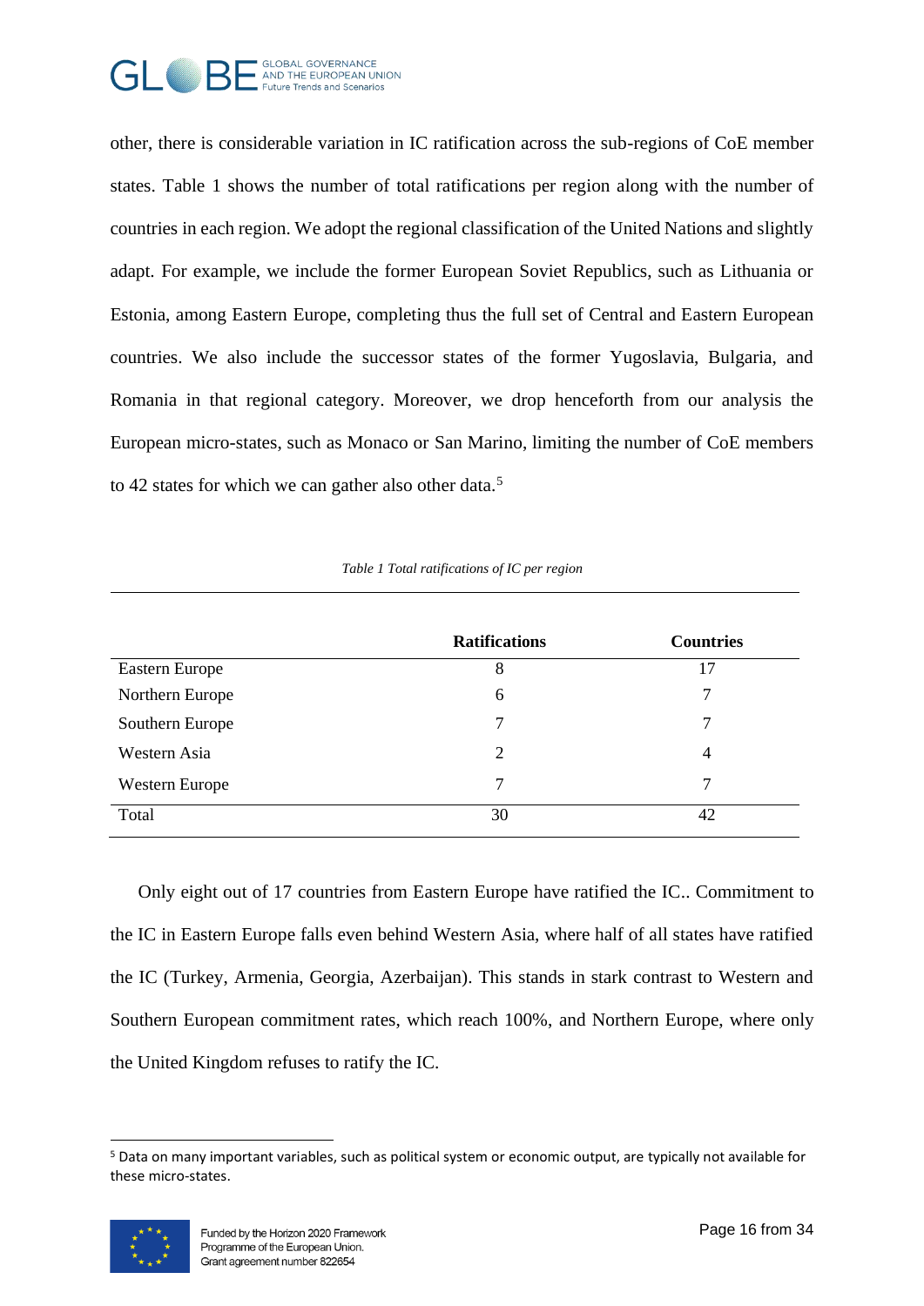other, there is considerable variation in IC ratification across the sub-regions of CoE member states. Table 1 shows the number of total ratifications per region along with the number of countries in each region. We adopt the regional classification of the United Nations and slightly adapt. For example, we include the former European Soviet Republics, such as Lithuania or Estonia, among Eastern Europe, completing thus the full set of Central and Eastern European countries. We also include the successor states of the former Yugoslavia, Bulgaria, and Romania in that regional category. Moreover, we drop henceforth from our analysis the European micro-states, such as Monaco or San Marino, limiting the number of CoE members to 42 states for which we can gather also other data.[5]

*Table 1 Total ratifications of IC per region*

| | Ratifications | Countries |
|---|---|---|
| Eastern Europe | 8 | 17 |
| Northern Europe | 6 | 7 |
| Southern Europe | 7 | 7 |
| Western Asia | 2 | 4 |
| Western Europe | 7 | 7 |
| Total | 30 | 42 |

Only eight out of 17 countries from Eastern Europe have ratified the IC.. Commitment to the IC in Eastern Europe falls even behind Western Asia, where half of all states have ratified the IC (Turkey, Armenia, Georgia, Azerbaijan). This stands in stark contrast to Western and Southern European commitment rates, which reach 100%, and Northern Europe, where only the United Kingdom refuses to ratify the IC.

[5] Data on many important variables, such as political system or economic output, are typically not available for these micro-states.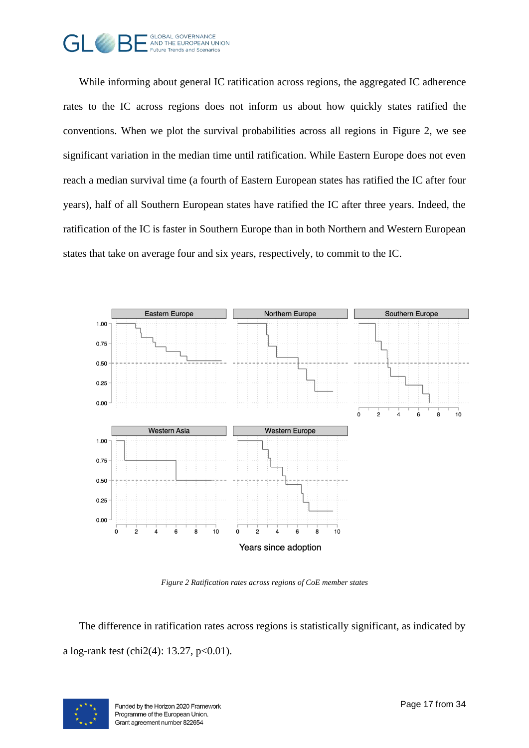While informing about general IC ratification across regions, the aggregated IC adherence rates to the IC across regions does not inform us about how quickly states ratified the conventions. When we plot the survival probabilities across all regions in Figure 2, we see significant variation in the median time until ratification. While Eastern Europe does not even reach a median survival time (a fourth of Eastern European states has ratified the IC after four years), half of all Southern European states have ratified the IC after three years. Indeed, the ratification of the IC is faster in Southern Europe than in both Northern and Western European states that take on average four and six years, respectively, to commit to the IC.

*Figure 2 Ratification rates across regions of CoE member states*

The difference in ratification rates across regions is statistically significant, as indicated by a log-rank test (chi2(4): 13.27, p<0.01).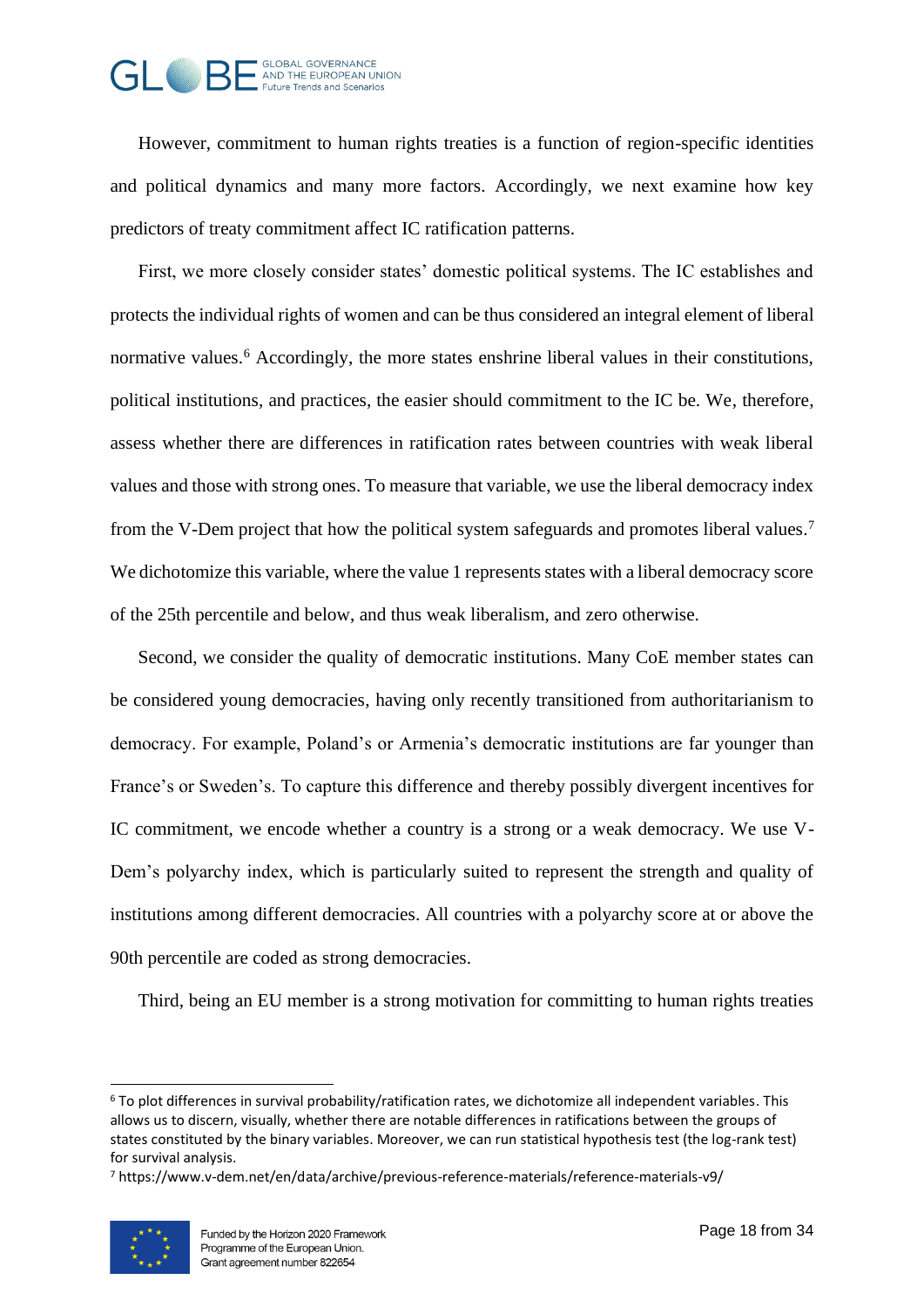However, commitment to human rights treaties is a function of region-specific identities and political dynamics and many more factors. Accordingly, we next examine how key predictors of treaty commitment affect IC ratification patterns.

First, we more closely consider states' domestic political systems. The IC establishes and protects the individual rights of women and can be thus considered an integral element of liberal normative values.[6] Accordingly, the more states enshrine liberal values in their constitutions, political institutions, and practices, the easier should commitment to the IC be. We, therefore, assess whether there are differences in ratification rates between countries with weak liberal values and those with strong ones. To measure that variable, we use the liberal democracy index from the V-Dem project that how the political system safeguards and promotes liberal values.[7] We dichotomize this variable, where the value 1 represents states with a liberal democracy score of the 25th percentile and below, and thus weak liberalism, and zero otherwise.

Second, we consider the quality of democratic institutions. Many CoE member states can be considered young democracies, having only recently transitioned from authoritarianism to democracy. For example, Poland's or Armenia's democratic institutions are far younger than France's or Sweden's. To capture this difference and thereby possibly divergent incentives for IC commitment, we encode whether a country is a strong or a weak democracy. We use V-Dem's polyarchy index, which is particularly suited to represent the strength and quality of institutions among different democracies. All countries with a polyarchy score at or above the 90th percentile are coded as strong democracies.

Third, being an EU member is a strong motivation for committing to human rights treaties

[6] To plot differences in survival probability/ratification rates, we dichotomize all independent variables. This allows us to discern, visually, whether there are notable differences in ratifications between the groups of states constituted by the binary variables. Moreover, we can run statistical hypothesis test (the log-rank test) for survival analysis.

[7] https://www.v-dem.net/en/data/archive/previous-reference-materials/reference-materials-v9/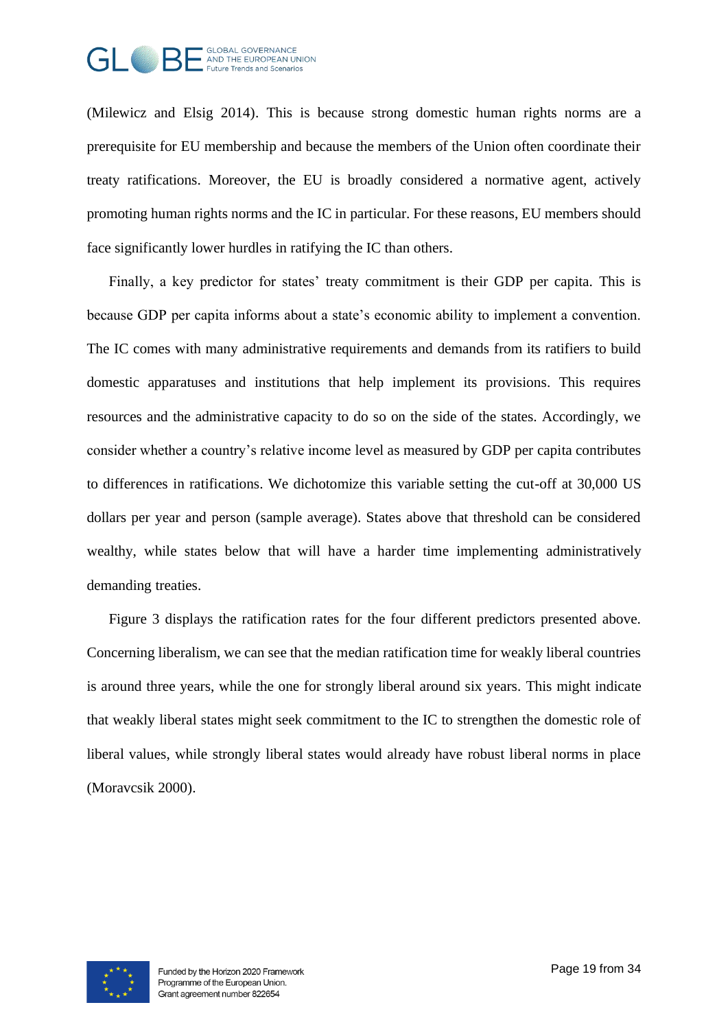(Milewicz and Elsig 2014). This is because strong domestic human rights norms are a prerequisite for EU membership and because the members of the Union often coordinate their treaty ratifications. Moreover, the EU is broadly considered a normative agent, actively promoting human rights norms and the IC in particular. For these reasons, EU members should face significantly lower hurdles in ratifying the IC than others.

Finally, a key predictor for states' treaty commitment is their GDP per capita. This is because GDP per capita informs about a state's economic ability to implement a convention. The IC comes with many administrative requirements and demands from its ratifiers to build domestic apparatuses and institutions that help implement its provisions. This requires resources and the administrative capacity to do so on the side of the states. Accordingly, we consider whether a country's relative income level as measured by GDP per capita contributes to differences in ratifications. We dichotomize this variable setting the cut-off at 30,000 US dollars per year and person (sample average). States above that threshold can be considered wealthy, while states below that will have a harder time implementing administratively demanding treaties.

Figure 3 displays the ratification rates for the four different predictors presented above. Concerning liberalism, we can see that the median ratification time for weakly liberal countries is around three years, while the one for strongly liberal around six years. This might indicate that weakly liberal states might seek commitment to the IC to strengthen the domestic role of liberal values, while strongly liberal states would already have robust liberal norms in place (Moravcsik 2000).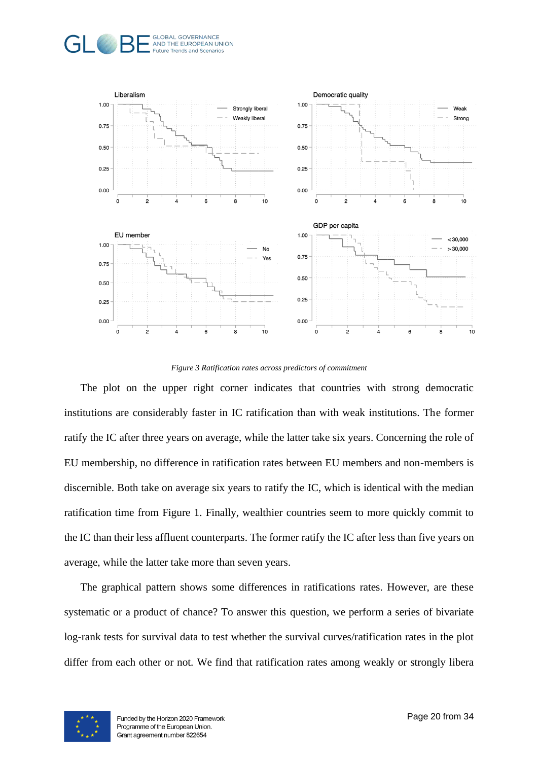*Figure 3 Ratification rates across predictors of commitment*

The plot on the upper right corner indicates that countries with strong democratic institutions are considerably faster in IC ratification than with weak institutions. The former ratify the IC after three years on average, while the latter take six years. Concerning the role of EU membership, no difference in ratification rates between EU members and non-members is discernible. Both take on average six years to ratify the IC, which is identical with the median ratification time from Figure 1. Finally, wealthier countries seem to more quickly commit to the IC than their less affluent counterparts. The former ratify the IC after less than five years on average, while the latter take more than seven years.

The graphical pattern shows some differences in ratifications rates. However, are these systematic or a product of chance? To answer this question, we perform a series of bivariate log-rank tests for survival data to test whether the survival curves/ratification rates in the plot differ from each other or not. We find that ratification rates among weakly or strongly libera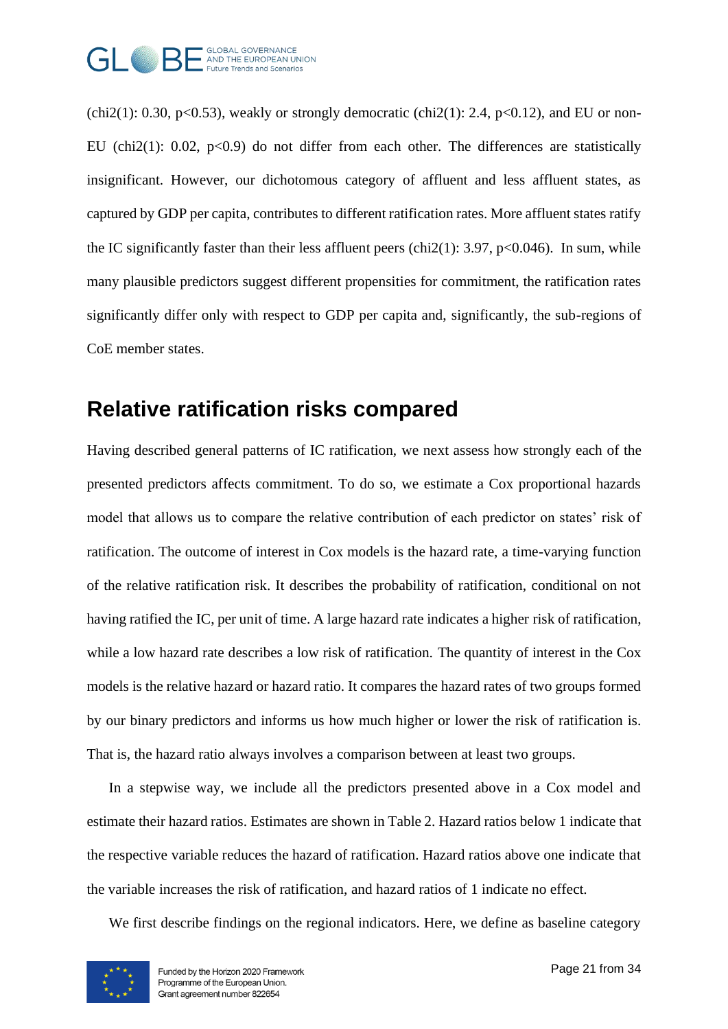(chi2(1): 0.30, $p<0.53$), weakly or strongly democratic (chi2(1): 2.4, $p<0.12$), and EU or non-EU (chi2(1): 0.02, $p<0.9$) do not differ from each other. The differences are statistically insignificant. However, our dichotomous category of affluent and less affluent states, as captured by GDP per capita, contributes to different ratification rates. More affluent states ratify the IC significantly faster than their less affluent peers (chi2(1): 3.97, $p<0.046$). In sum, while many plausible predictors suggest different propensities for commitment, the ratification rates significantly differ only with respect to GDP per capita and, significantly, the sub-regions of CoE member states.

## Relative ratification risks compared

Having described general patterns of IC ratification, we next assess how strongly each of the presented predictors affects commitment. To do so, we estimate a Cox proportional hazards model that allows us to compare the relative contribution of each predictor on states' risk of ratification. The outcome of interest in Cox models is the hazard rate, a time-varying function of the relative ratification risk. It describes the probability of ratification, conditional on not having ratified the IC, per unit of time. A large hazard rate indicates a higher risk of ratification, while a low hazard rate describes a low risk of ratification. The quantity of interest in the Cox models is the relative hazard or hazard ratio. It compares the hazard rates of two groups formed by our binary predictors and informs us how much higher or lower the risk of ratification is. That is, the hazard ratio always involves a comparison between at least two groups.

In a stepwise way, we include all the predictors presented above in a Cox model and estimate their hazard ratios. Estimates are shown in Table 2. Hazard ratios below 1 indicate that the respective variable reduces the hazard of ratification. Hazard ratios above one indicate that the variable increases the risk of ratification, and hazard ratios of 1 indicate no effect.

We first describe findings on the regional indicators. Here, we define as baseline category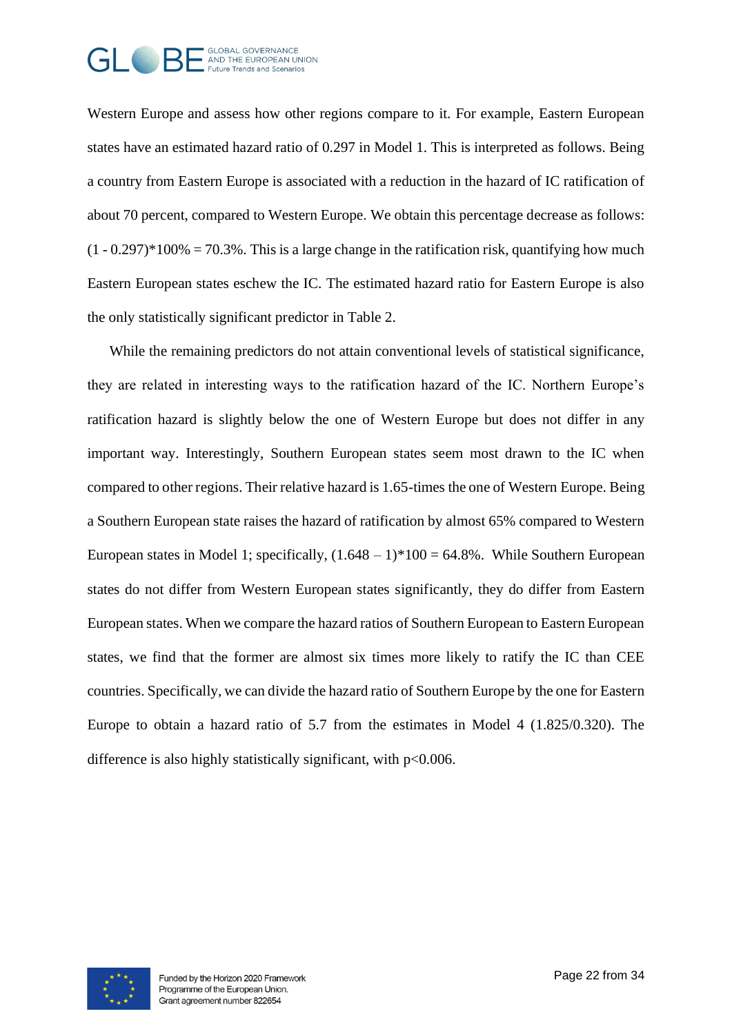Western Europe and assess how other regions compare to it. For example, Eastern European states have an estimated hazard ratio of 0.297 in Model 1. This is interpreted as follows. Being a country from Eastern Europe is associated with a reduction in the hazard of IC ratification of about 70 percent, compared to Western Europe. We obtain this percentage decrease as follows: $(1 - 0.297)*100\% = 70.3\%$. This is a large change in the ratification risk, quantifying how much Eastern European states eschew the IC. The estimated hazard ratio for Eastern Europe is also the only statistically significant predictor in Table 2.

While the remaining predictors do not attain conventional levels of statistical significance, they are related in interesting ways to the ratification hazard of the IC. Northern Europe's ratification hazard is slightly below the one of Western Europe but does not differ in any important way. Interestingly, Southern European states seem most drawn to the IC when compared to other regions. Their relative hazard is 1.65-times the one of Western Europe. Being a Southern European state raises the hazard of ratification by almost 65% compared to Western European states in Model 1; specifically, $(1.648 – 1)*100 = 64.8\%$. While Southern European states do not differ from Western European states significantly, they do differ from Eastern European states. When we compare the hazard ratios of Southern European to Eastern European states, we find that the former are almost six times more likely to ratify the IC than CEE countries. Specifically, we can divide the hazard ratio of Southern Europe by the one for Eastern Europe to obtain a hazard ratio of 5.7 from the estimates in Model 4 (1.825/0.320). The difference is also highly statistically significant, with $p<0.006$.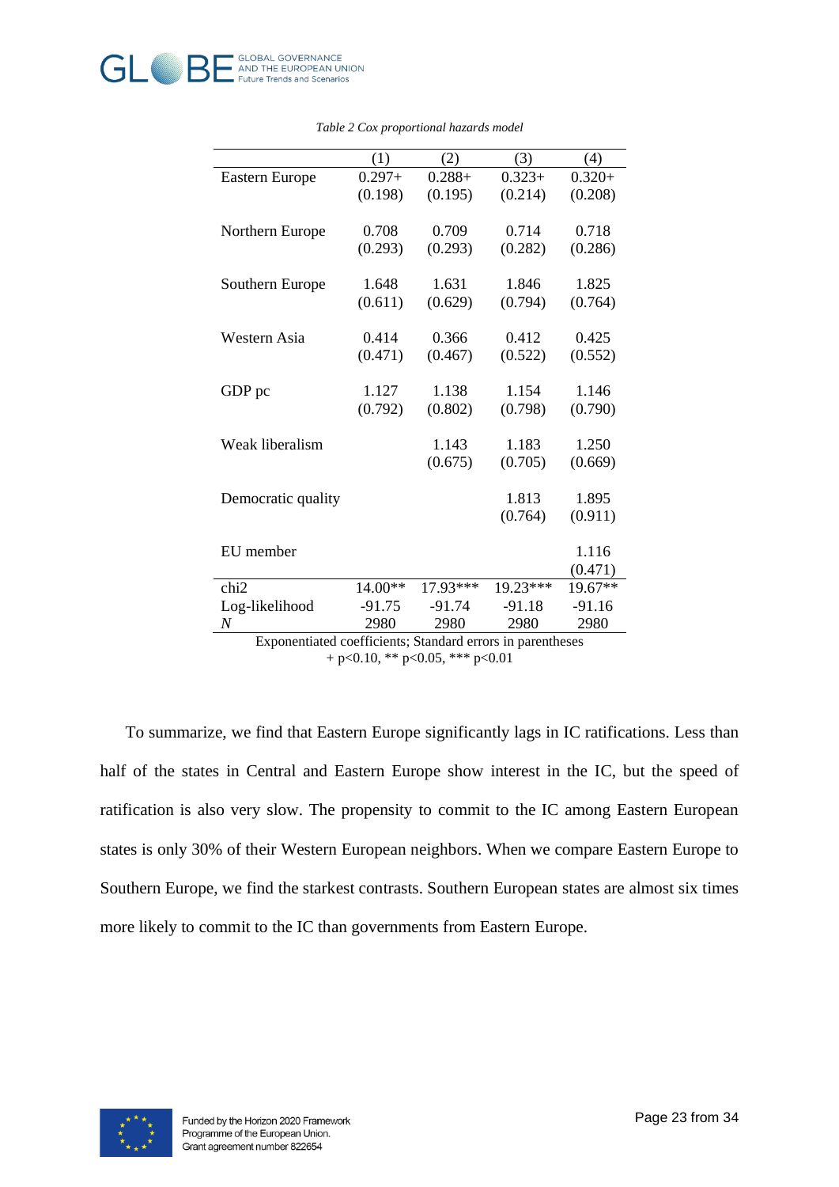*Table 2 Cox proportional hazards model*

| | (1) | (2) | (3) | (4) |
|---|---|---|---|---|
| Eastern Europe | 0.297+ | 0.288+ | 0.323+ | 0.320+ |
| | (0.198) | (0.195) | (0.214) | (0.208) |
| Northern Europe | 0.708 | 0.709 | 0.714 | 0.718 |
| | (0.293) | (0.293) | (0.282) | (0.286) |
| Southern Europe | 1.648 | 1.631 | 1.846 | 1.825 |
| | (0.611) | (0.629) | (0.794) | (0.764) |
| Western Asia | 0.414 | 0.366 | 0.412 | 0.425 |
| | (0.471) | (0.467) | (0.522) | (0.552) |
| GDP pc | 1.127 | 1.138 | 1.154 | 1.146 |
| | (0.792) | (0.802) | (0.798) | (0.790) |
| Weak liberalism | | 1.143 | 1.183 | 1.250 |
| | | (0.675) | (0.705) | (0.669) |
| Democratic quality | | | 1.813 | 1.895 |
| | | | (0.764) | (0.911) |
| EU member | | | | 1.116 |
| | | | | (0.471) |
| chi2 | 14.00** | 17.93*** | 19.23*** | 19.67** |
| Log-likelihood | -91.75 | -91.74 | -91.18 | -91.16 |
| *N* | 2980 | 2980 | 2980 | 2980 |

Exponentiated coefficients; Standard errors in parentheses
+ p<0.10, ** p<0.05, *** p<0.01

To summarize, we find that Eastern Europe significantly lags in IC ratifications. Less than half of the states in Central and Eastern Europe show interest in the IC, but the speed of ratification is also very slow. The propensity to commit to the IC among Eastern European states is only 30% of their Western European neighbors. When we compare Eastern Europe to Southern Europe, we find the starkest contrasts. Southern European states are almost six times more likely to commit to the IC than governments from Eastern Europe.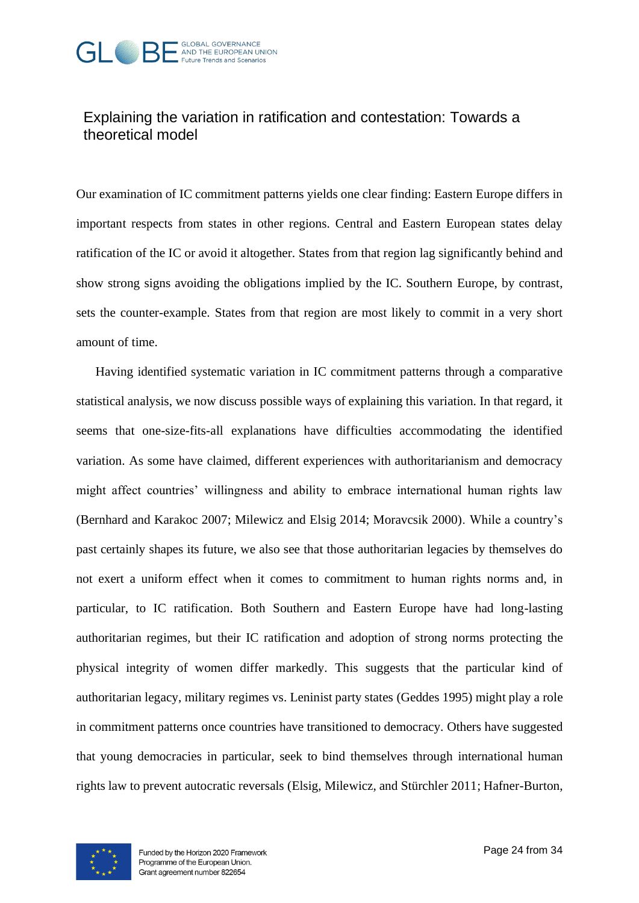## Explaining the variation in ratification and contestation: Towards a theoretical model

Our examination of IC commitment patterns yields one clear finding: Eastern Europe differs in important respects from states in other regions. Central and Eastern European states delay ratification of the IC or avoid it altogether. States from that region lag significantly behind and show strong signs avoiding the obligations implied by the IC. Southern Europe, by contrast, sets the counter-example. States from that region are most likely to commit in a very short amount of time.

Having identified systematic variation in IC commitment patterns through a comparative statistical analysis, we now discuss possible ways of explaining this variation. In that regard, it seems that one-size-fits-all explanations have difficulties accommodating the identified variation. As some have claimed, different experiences with authoritarianism and democracy might affect countries' willingness and ability to embrace international human rights law (Bernhard and Karakoc 2007; Milewicz and Elsig 2014; Moravcsik 2000). While a country's past certainly shapes its future, we also see that those authoritarian legacies by themselves do not exert a uniform effect when it comes to commitment to human rights norms and, in particular, to IC ratification. Both Southern and Eastern Europe have had long-lasting authoritarian regimes, but their IC ratification and adoption of strong norms protecting the physical integrity of women differ markedly. This suggests that the particular kind of authoritarian legacy, military regimes vs. Leninist party states (Geddes 1995) might play a role in commitment patterns once countries have transitioned to democracy. Others have suggested that young democracies in particular, seek to bind themselves through international human rights law to prevent autocratic reversals (Elsig, Milewicz, and Stürchler 2011; Hafner-Burton,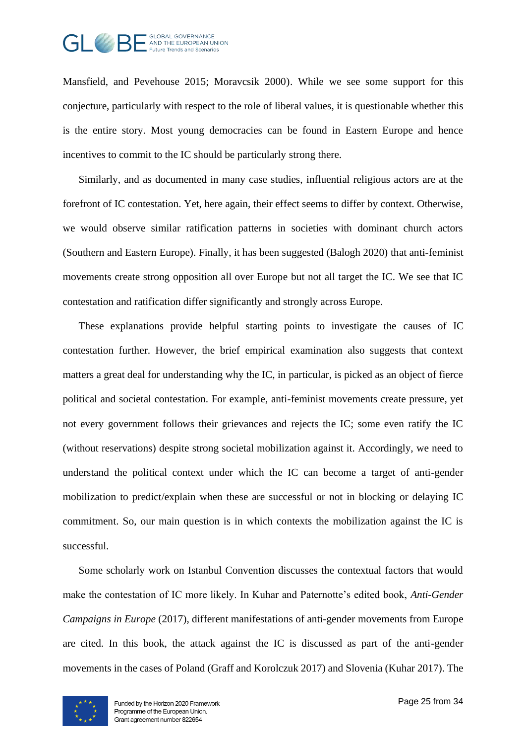Mansfield, and Pevehouse 2015; Moravcsik 2000). While we see some support for this conjecture, particularly with respect to the role of liberal values, it is questionable whether this is the entire story. Most young democracies can be found in Eastern Europe and hence incentives to commit to the IC should be particularly strong there.

Similarly, and as documented in many case studies, influential religious actors are at the forefront of IC contestation. Yet, here again, their effect seems to differ by context. Otherwise, we would observe similar ratification patterns in societies with dominant church actors (Southern and Eastern Europe). Finally, it has been suggested (Balogh 2020) that anti-feminist movements create strong opposition all over Europe but not all target the IC. We see that IC contestation and ratification differ significantly and strongly across Europe.

These explanations provide helpful starting points to investigate the causes of IC contestation further. However, the brief empirical examination also suggests that context matters a great deal for understanding why the IC, in particular, is picked as an object of fierce political and societal contestation. For example, anti-feminist movements create pressure, yet not every government follows their grievances and rejects the IC; some even ratify the IC (without reservations) despite strong societal mobilization against it. Accordingly, we need to understand the political context under which the IC can become a target of anti-gender mobilization to predict/explain when these are successful or not in blocking or delaying IC commitment. So, our main question is in which contexts the mobilization against the IC is successful.

Some scholarly work on Istanbul Convention discusses the contextual factors that would make the contestation of IC more likely. In Kuhar and Paternotte's edited book, *Anti-Gender Campaigns in Europe* (2017), different manifestations of anti-gender movements from Europe are cited. In this book, the attack against the IC is discussed as part of the anti-gender movements in the cases of Poland (Graff and Korolczuk 2017) and Slovenia (Kuhar 2017). The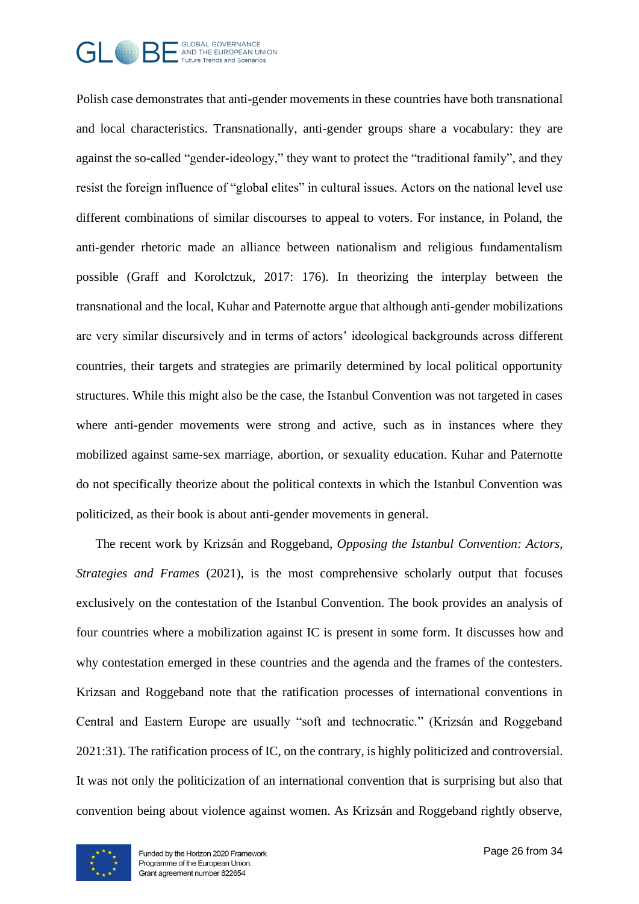Polish case demonstrates that anti-gender movements in these countries have both transnational and local characteristics. Transnationally, anti-gender groups share a vocabulary: they are against the so-called "gender-ideology," they want to protect the "traditional family", and they resist the foreign influence of "global elites" in cultural issues. Actors on the national level use different combinations of similar discourses to appeal to voters. For instance, in Poland, the anti-gender rhetoric made an alliance between nationalism and religious fundamentalism possible (Graff and Korolctzuk, 2017: 176). In theorizing the interplay between the transnational and the local, Kuhar and Paternotte argue that although anti-gender mobilizations are very similar discursively and in terms of actors' ideological backgrounds across different countries, their targets and strategies are primarily determined by local political opportunity structures. While this might also be the case, the Istanbul Convention was not targeted in cases where anti-gender movements were strong and active, such as in instances where they mobilized against same-sex marriage, abortion, or sexuality education. Kuhar and Paternotte do not specifically theorize about the political contexts in which the Istanbul Convention was politicized, as their book is about anti-gender movements in general.

The recent work by Krizsán and Roggeband, *Opposing the Istanbul Convention: Actors, Strategies and Frames* (2021), is the most comprehensive scholarly output that focuses exclusively on the contestation of the Istanbul Convention. The book provides an analysis of four countries where a mobilization against IC is present in some form. It discusses how and why contestation emerged in these countries and the agenda and the frames of the contesters. Krizsan and Roggeband note that the ratification processes of international conventions in Central and Eastern Europe are usually "soft and technocratic." (Krizsán and Roggeband 2021:31). The ratification process of IC, on the contrary, is highly politicized and controversial. It was not only the politicization of an international convention that is surprising but also that convention being about violence against women. As Krizsán and Roggeband rightly observe,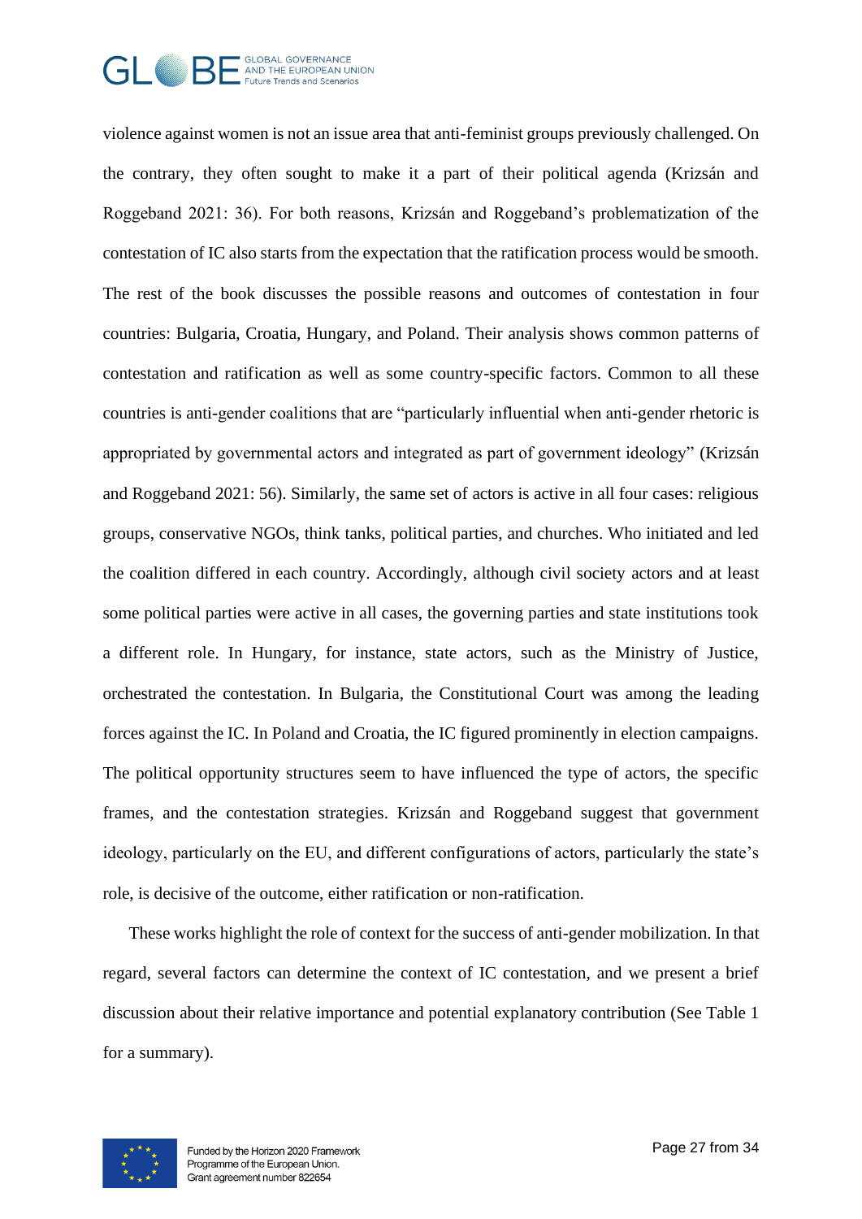violence against women is not an issue area that anti-feminist groups previously challenged. On the contrary, they often sought to make it a part of their political agenda (Krizsán and Roggeband 2021: 36). For both reasons, Krizsán and Roggeband's problematization of the contestation of IC also starts from the expectation that the ratification process would be smooth. The rest of the book discusses the possible reasons and outcomes of contestation in four countries: Bulgaria, Croatia, Hungary, and Poland. Their analysis shows common patterns of contestation and ratification as well as some country-specific factors. Common to all these countries is anti-gender coalitions that are "particularly influential when anti-gender rhetoric is appropriated by governmental actors and integrated as part of government ideology" (Krizsán and Roggeband 2021: 56). Similarly, the same set of actors is active in all four cases: religious groups, conservative NGOs, think tanks, political parties, and churches. Who initiated and led the coalition differed in each country. Accordingly, although civil society actors and at least some political parties were active in all cases, the governing parties and state institutions took a different role. In Hungary, for instance, state actors, such as the Ministry of Justice, orchestrated the contestation. In Bulgaria, the Constitutional Court was among the leading forces against the IC. In Poland and Croatia, the IC figured prominently in election campaigns. The political opportunity structures seem to have influenced the type of actors, the specific frames, and the contestation strategies. Krizsán and Roggeband suggest that government ideology, particularly on the EU, and different configurations of actors, particularly the state's role, is decisive of the outcome, either ratification or non-ratification.

These works highlight the role of context for the success of anti-gender mobilization. In that regard, several factors can determine the context of IC contestation, and we present a brief discussion about their relative importance and potential explanatory contribution (See Table 1 for a summary).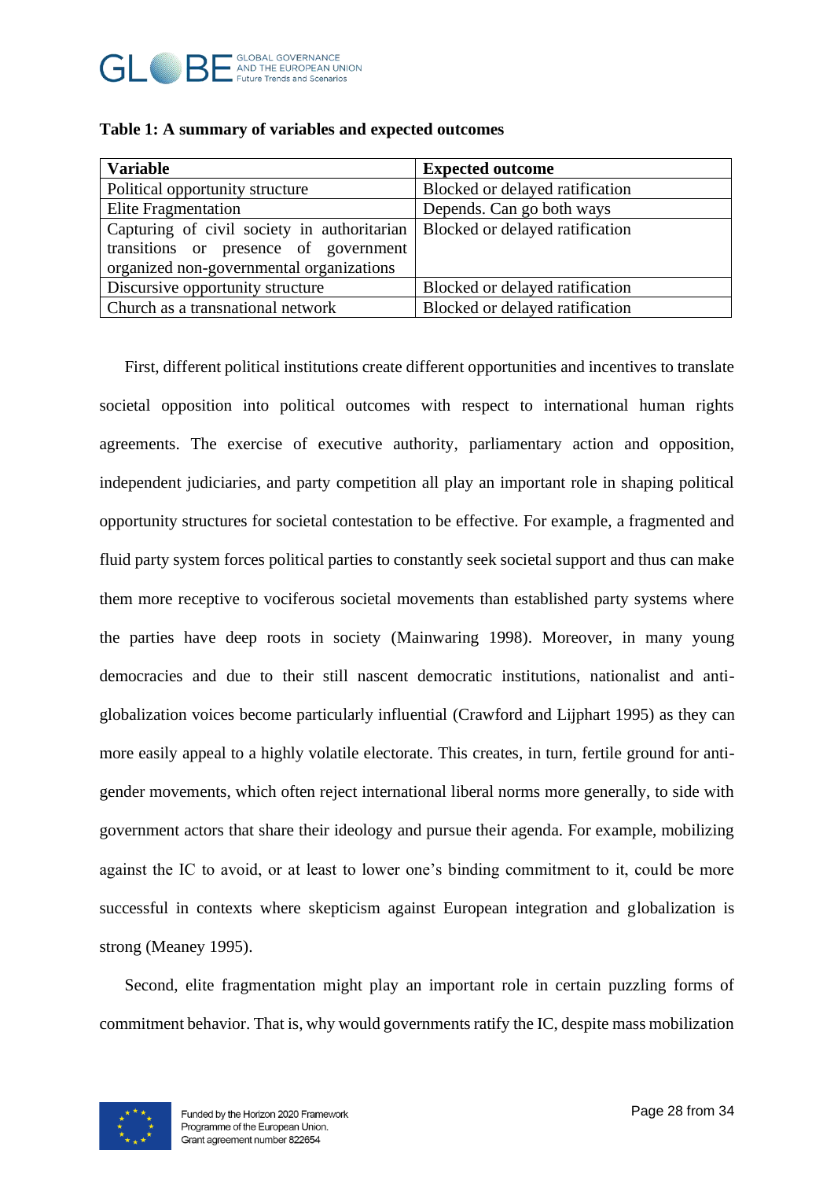**Table 1: A summary of variables and expected outcomes**

| Variable | Expected outcome |
|---|---|
| Political opportunity structure | Blocked or delayed ratification |
| Elite Fragmentation | Depends. Can go both ways |
| Capturing of civil society in authoritarian transitions or presence of government organized non-governmental organizations | Blocked or delayed ratification |
| Discursive opportunity structure | Blocked or delayed ratification |
| Church as a transnational network | Blocked or delayed ratification |

First, different political institutions create different opportunities and incentives to translate societal opposition into political outcomes with respect to international human rights agreements. The exercise of executive authority, parliamentary action and opposition, independent judiciaries, and party competition all play an important role in shaping political opportunity structures for societal contestation to be effective. For example, a fragmented and fluid party system forces political parties to constantly seek societal support and thus can make them more receptive to vociferous societal movements than established party systems where the parties have deep roots in society (Mainwaring 1998). Moreover, in many young democracies and due to their still nascent democratic institutions, nationalist and anti-globalization voices become particularly influential (Crawford and Lijphart 1995) as they can more easily appeal to a highly volatile electorate. This creates, in turn, fertile ground for anti-gender movements, which often reject international liberal norms more generally, to side with government actors that share their ideology and pursue their agenda. For example, mobilizing against the IC to avoid, or at least to lower one's binding commitment to it, could be more successful in contexts where skepticism against European integration and globalization is strong (Meaney 1995).

Second, elite fragmentation might play an important role in certain puzzling forms of commitment behavior. That is, why would governments ratify the IC, despite mass mobilization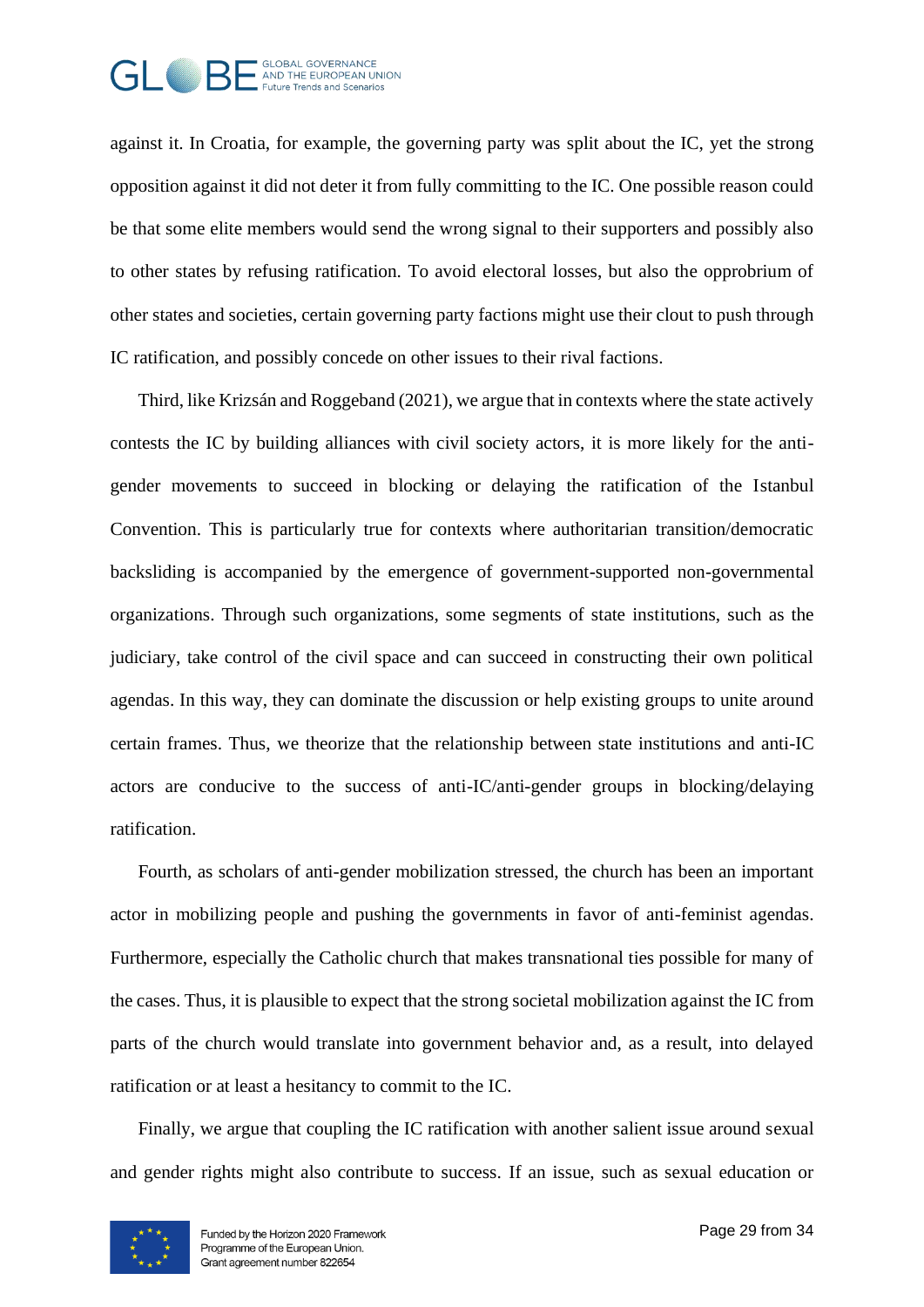against it. In Croatia, for example, the governing party was split about the IC, yet the strong opposition against it did not deter it from fully committing to the IC. One possible reason could be that some elite members would send the wrong signal to their supporters and possibly also to other states by refusing ratification. To avoid electoral losses, but also the opprobrium of other states and societies, certain governing party factions might use their clout to push through IC ratification, and possibly concede on other issues to their rival factions.

Third, like Krizsán and Roggeband (2021), we argue that in contexts where the state actively contests the IC by building alliances with civil society actors, it is more likely for the anti-gender movements to succeed in blocking or delaying the ratification of the Istanbul Convention. This is particularly true for contexts where authoritarian transition/democratic backsliding is accompanied by the emergence of government-supported non-governmental organizations. Through such organizations, some segments of state institutions, such as the judiciary, take control of the civil space and can succeed in constructing their own political agendas. In this way, they can dominate the discussion or help existing groups to unite around certain frames. Thus, we theorize that the relationship between state institutions and anti-IC actors are conducive to the success of anti-IC/anti-gender groups in blocking/delaying ratification.

Fourth, as scholars of anti-gender mobilization stressed, the church has been an important actor in mobilizing people and pushing the governments in favor of anti-feminist agendas. Furthermore, especially the Catholic church that makes transnational ties possible for many of the cases. Thus, it is plausible to expect that the strong societal mobilization against the IC from parts of the church would translate into government behavior and, as a result, into delayed ratification or at least a hesitancy to commit to the IC.

Finally, we argue that coupling the IC ratification with another salient issue around sexual and gender rights might also contribute to success. If an issue, such as sexual education or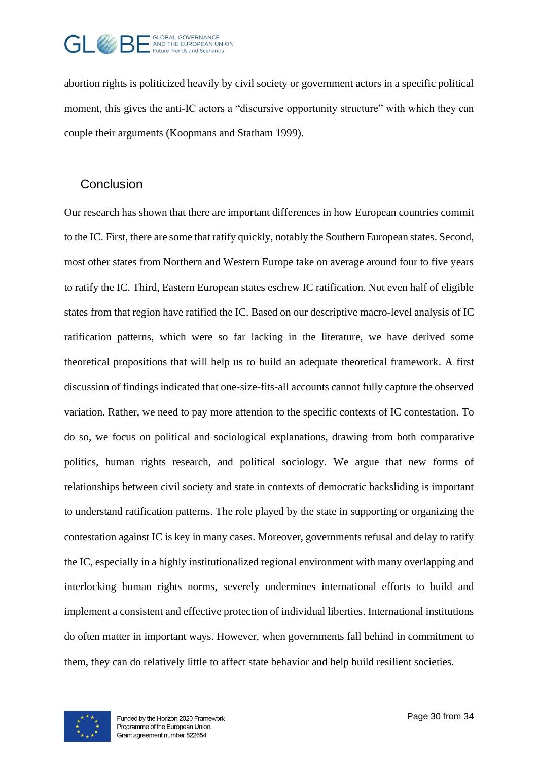abortion rights is politicized heavily by civil society or government actors in a specific political moment, this gives the anti-IC actors a "discursive opportunity structure" with which they can couple their arguments (Koopmans and Statham 1999).

## Conclusion

Our research has shown that there are important differences in how European countries commit to the IC. First, there are some that ratify quickly, notably the Southern European states. Second, most other states from Northern and Western Europe take on average around four to five years to ratify the IC. Third, Eastern European states eschew IC ratification. Not even half of eligible states from that region have ratified the IC. Based on our descriptive macro-level analysis of IC ratification patterns, which were so far lacking in the literature, we have derived some theoretical propositions that will help us to build an adequate theoretical framework. A first discussion of findings indicated that one-size-fits-all accounts cannot fully capture the observed variation. Rather, we need to pay more attention to the specific contexts of IC contestation. To do so, we focus on political and sociological explanations, drawing from both comparative politics, human rights research, and political sociology. We argue that new forms of relationships between civil society and state in contexts of democratic backsliding is important to understand ratification patterns. The role played by the state in supporting or organizing the contestation against IC is key in many cases. Moreover, governments refusal and delay to ratify the IC, especially in a highly institutionalized regional environment with many overlapping and interlocking human rights norms, severely undermines international efforts to build and implement a consistent and effective protection of individual liberties. International institutions do often matter in important ways. However, when governments fall behind in commitment to them, they can do relatively little to affect state behavior and help build resilient societies.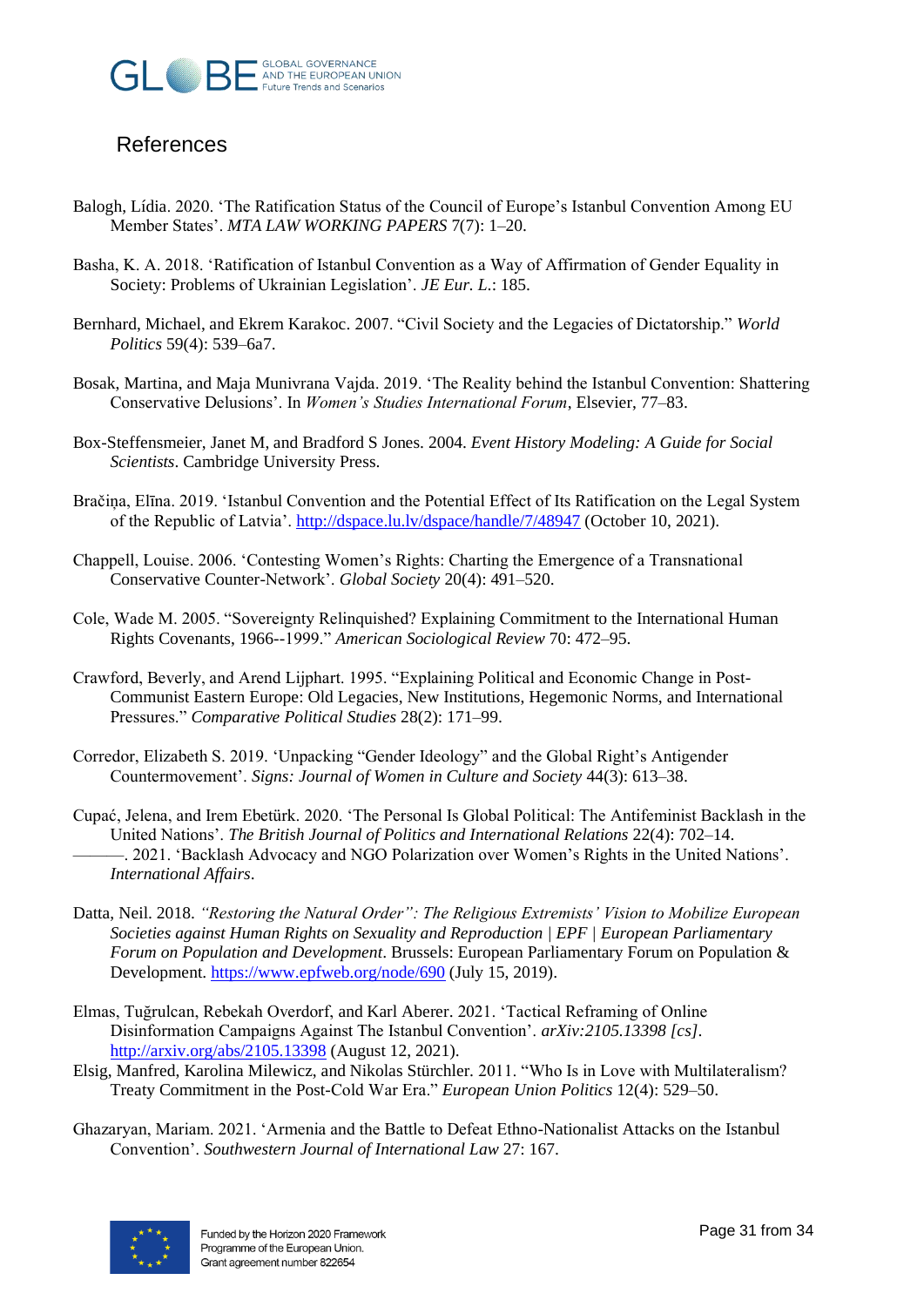## References

Balogh, Lídia. 2020. 'The Ratification Status of the Council of Europe's Istanbul Convention Among EU Member States'. *MTA LAW WORKING PAPERS* 7(7): 1–20.

Basha, K. A. 2018. 'Ratification of Istanbul Convention as a Way of Affirmation of Gender Equality in Society: Problems of Ukrainian Legislation'. *JE Eur. L.*: 185.

Bernhard, Michael, and Ekrem Karakoc. 2007. "Civil Society and the Legacies of Dictatorship." *World Politics* 59(4): 539–6a7.

Bosak, Martina, and Maja Munivrana Vajda. 2019. 'The Reality behind the Istanbul Convention: Shattering Conservative Delusions'. In *Women's Studies International Forum*, Elsevier, 77–83.

Box-Steffensmeier, Janet M, and Bradford S Jones. 2004. *Event History Modeling: A Guide for Social Scientists*. Cambridge University Press.

Bračiņa, Elīna. 2019. 'Istanbul Convention and the Potential Effect of Its Ratification on the Legal System of the Republic of Latvia'. http://dspace.lu.lv/dspace/handle/7/48947 (October 10, 2021).

Chappell, Louise. 2006. 'Contesting Women's Rights: Charting the Emergence of a Transnational Conservative Counter-Network'. *Global Society* 20(4): 491–520.

Cole, Wade M. 2005. "Sovereignty Relinquished? Explaining Commitment to the International Human Rights Covenants, 1966--1999." *American Sociological Review* 70: 472–95.

Crawford, Beverly, and Arend Lijphart. 1995. "Explaining Political and Economic Change in Post-Communist Eastern Europe: Old Legacies, New Institutions, Hegemonic Norms, and International Pressures." *Comparative Political Studies* 28(2): 171–99.

Corredor, Elizabeth S. 2019. 'Unpacking "Gender Ideology" and the Global Right's Antigender Countermovement'. *Signs: Journal of Women in Culture and Society* 44(3): 613–38.

Cupać, Jelena, and Irem Ebetürk. 2020. 'The Personal Is Global Political: The Antifeminist Backlash in the United Nations'. *The British Journal of Politics and International Relations* 22(4): 702–14.
———. 2021. 'Backlash Advocacy and NGO Polarization over Women's Rights in the United Nations'. *International Affairs*.

Datta, Neil. 2018. *"Restoring the Natural Order": The Religious Extremists' Vision to Mobilize European Societies against Human Rights on Sexuality and Reproduction | EPF | European Parliamentary Forum on Population and Development*. Brussels: European Parliamentary Forum on Population & Development. https://www.epfweb.org/node/690 (July 15, 2019).

Elmas, Tuğrulcan, Rebekah Overdorf, and Karl Aberer. 2021. 'Tactical Reframing of Online Disinformation Campaigns Against The Istanbul Convention'. *arXiv:2105.13398 [cs]*. http://arxiv.org/abs/2105.13398 (August 12, 2021).

Elsig, Manfred, Karolina Milewicz, and Nikolas Stürchler. 2011. "Who Is in Love with Multilateralism? Treaty Commitment in the Post-Cold War Era." *European Union Politics* 12(4): 529–50.

Ghazaryan, Mariam. 2021. 'Armenia and the Battle to Defeat Ethno-Nationalist Attacks on the Istanbul Convention'. *Southwestern Journal of International Law* 27: 167.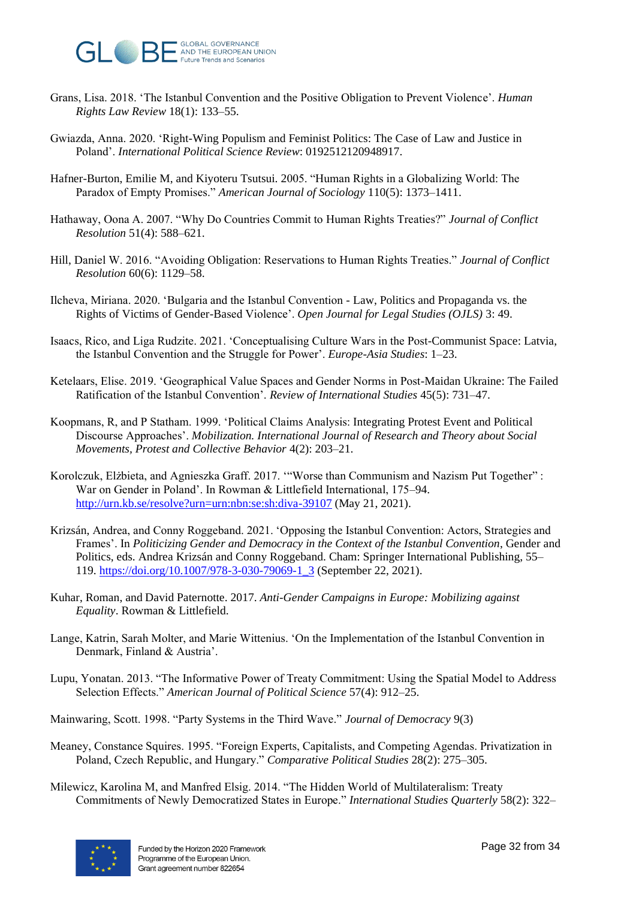Grans, Lisa. 2018. 'The Istanbul Convention and the Positive Obligation to Prevent Violence'. *Human Rights Law Review* 18(1): 133–55.

Gwiazda, Anna. 2020. 'Right-Wing Populism and Feminist Politics: The Case of Law and Justice in Poland'. *International Political Science Review*: 0192512120948917.

Hafner-Burton, Emilie M, and Kiyoteru Tsutsui. 2005. "Human Rights in a Globalizing World: The Paradox of Empty Promises." *American Journal of Sociology* 110(5): 1373–1411.

Hathaway, Oona A. 2007. "Why Do Countries Commit to Human Rights Treaties?" *Journal of Conflict Resolution* 51(4): 588–621.

Hill, Daniel W. 2016. "Avoiding Obligation: Reservations to Human Rights Treaties." *Journal of Conflict Resolution* 60(6): 1129–58.

Ilcheva, Miriana. 2020. 'Bulgaria and the Istanbul Convention - Law, Politics and Propaganda vs. the Rights of Victims of Gender-Based Violence'. *Open Journal for Legal Studies (OJLS)* 3: 49.

Isaacs, Rico, and Liga Rudzite. 2021. 'Conceptualising Culture Wars in the Post-Communist Space: Latvia, the Istanbul Convention and the Struggle for Power'. *Europe-Asia Studies*: 1–23.

Ketelaars, Elise. 2019. 'Geographical Value Spaces and Gender Norms in Post-Maidan Ukraine: The Failed Ratification of the Istanbul Convention'. *Review of International Studies* 45(5): 731–47.

Koopmans, R, and P Statham. 1999. 'Political Claims Analysis: Integrating Protest Event and Political Discourse Approaches'. *Mobilization. International Journal of Research and Theory about Social Movements, Protest and Collective Behavior* 4(2): 203–21.

Korolczuk, Elżbieta, and Agnieszka Graff. 2017. '"Worse than Communism and Nazism Put Together" : War on Gender in Poland'. In Rowman & Littlefield International, 175–94. http://urn.kb.se/resolve?urn=urn:nbn:se:sh:diva-39107 (May 21, 2021).

Krizsán, Andrea, and Conny Roggeband. 2021. 'Opposing the Istanbul Convention: Actors, Strategies and Frames'. In *Politicizing Gender and Democracy in the Context of the Istanbul Convention*, Gender and Politics, eds. Andrea Krizsán and Conny Roggeband. Cham: Springer International Publishing, 55–119. https://doi.org/10.1007/978-3-030-79069-1_3 (September 22, 2021).

Kuhar, Roman, and David Paternotte. 2017. *Anti-Gender Campaigns in Europe: Mobilizing against Equality*. Rowman & Littlefield.

Lange, Katrin, Sarah Molter, and Marie Wittenius. 'On the Implementation of the Istanbul Convention in Denmark, Finland & Austria'.

Lupu, Yonatan. 2013. "The Informative Power of Treaty Commitment: Using the Spatial Model to Address Selection Effects." *American Journal of Political Science* 57(4): 912–25.

Mainwaring, Scott. 1998. "Party Systems in the Third Wave." *Journal of Democracy* 9(3)

Meaney, Constance Squires. 1995. "Foreign Experts, Capitalists, and Competing Agendas. Privatization in Poland, Czech Republic, and Hungary." *Comparative Political Studies* 28(2): 275–305.

Milewicz, Karolina M, and Manfred Elsig. 2014. "The Hidden World of Multilateralism: Treaty Commitments of Newly Democratized States in Europe." *International Studies Quarterly* 58(2): 322–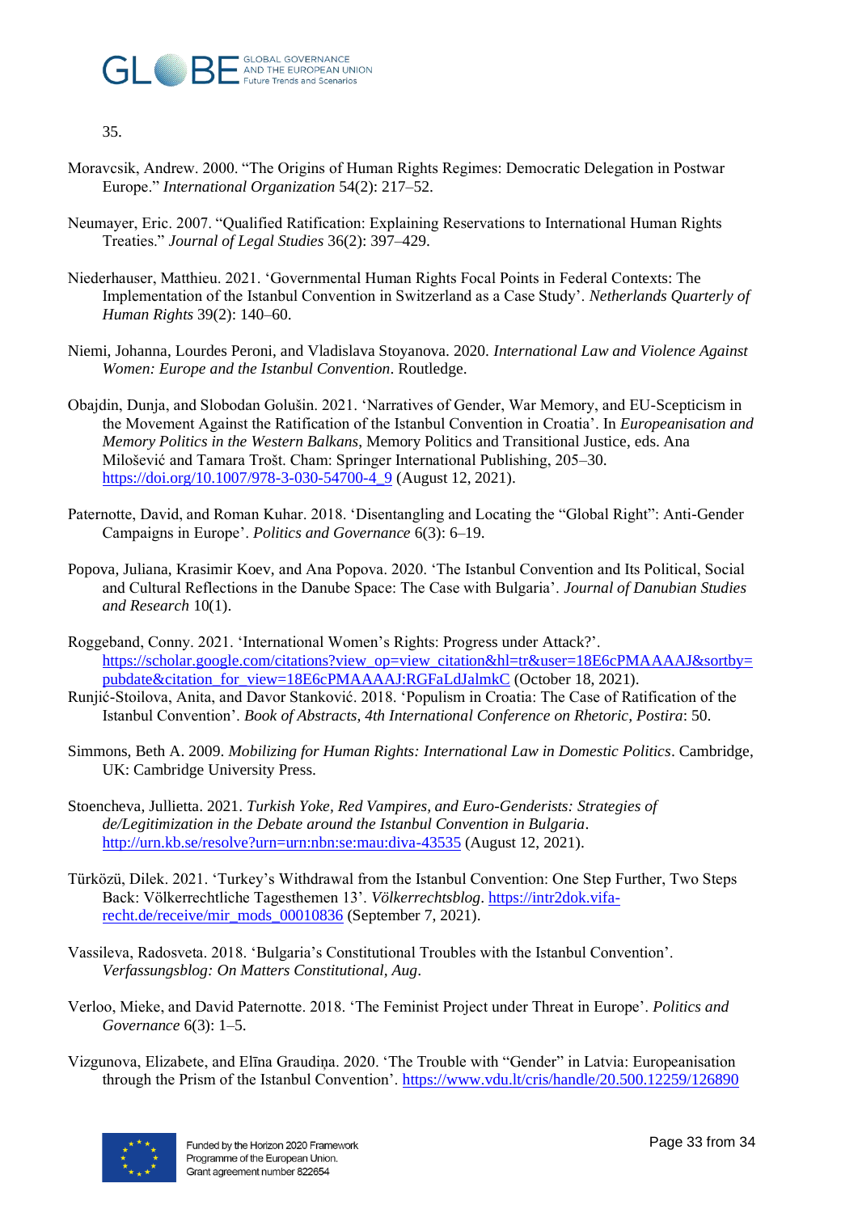35.

Moravcsik, Andrew. 2000. "The Origins of Human Rights Regimes: Democratic Delegation in Postwar Europe." *International Organization* 54(2): 217–52.

Neumayer, Eric. 2007. "Qualified Ratification: Explaining Reservations to International Human Rights Treaties." *Journal of Legal Studies* 36(2): 397–429.

Niederhauser, Matthieu. 2021. 'Governmental Human Rights Focal Points in Federal Contexts: The Implementation of the Istanbul Convention in Switzerland as a Case Study'. *Netherlands Quarterly of Human Rights* 39(2): 140–60.

Niemi, Johanna, Lourdes Peroni, and Vladislava Stoyanova. 2020. *International Law and Violence Against Women: Europe and the Istanbul Convention*. Routledge.

Obajdin, Dunja, and Slobodan Golušin. 2021. 'Narratives of Gender, War Memory, and EU-Scepticism in the Movement Against the Ratification of the Istanbul Convention in Croatia'. In *Europeanisation and Memory Politics in the Western Balkans*, Memory Politics and Transitional Justice, eds. Ana Milošević and Tamara Trošt. Cham: Springer International Publishing, 205–30. https://doi.org/10.1007/978-3-030-54700-4_9 (August 12, 2021).

Paternotte, David, and Roman Kuhar. 2018. 'Disentangling and Locating the "Global Right": Anti-Gender Campaigns in Europe'. *Politics and Governance* 6(3): 6–19.

Popova, Juliana, Krasimir Koev, and Ana Popova. 2020. 'The Istanbul Convention and Its Political, Social and Cultural Reflections in the Danube Space: The Case with Bulgaria'. *Journal of Danubian Studies and Research* 10(1).

Roggeband, Conny. 2021. 'International Women's Rights: Progress under Attack?'. https://scholar.google.com/citations?view_op=view_citation&hl=tr&user=18E6cPMAAAAJ&sortby=pubdate&citation_for_view=18E6cPMAAAAJ:RGFaLdJalmkC (October 18, 2021).

Runjić-Stoilova, Anita, and Davor Stanković. 2018. 'Populism in Croatia: The Case of Ratification of the Istanbul Convention'. *Book of Abstracts, 4th International Conference on Rhetoric, Postira*: 50.

Simmons, Beth A. 2009. *Mobilizing for Human Rights: International Law in Domestic Politics*. Cambridge, UK: Cambridge University Press.

Stoencheva, Jullietta. 2021. *Turkish Yoke, Red Vampires, and Euro-Genderists: Strategies of de/Legitimization in the Debate around the Istanbul Convention in Bulgaria*. http://urn.kb.se/resolve?urn=urn:nbn:se:mau:diva-43535 (August 12, 2021).

Türközü, Dilek. 2021. 'Turkey's Withdrawal from the Istanbul Convention: One Step Further, Two Steps Back: Völkerrechtliche Tagesthemen 13'. *Völkerrechtsblog*. https://intr2dok.vifa-recht.de/receive/mir_mods_00010836 (September 7, 2021).

Vassileva, Radosveta. 2018. 'Bulgaria's Constitutional Troubles with the Istanbul Convention'. *Verfassungsblog: On Matters Constitutional, Aug*.

Verloo, Mieke, and David Paternotte. 2018. 'The Feminist Project under Threat in Europe'. *Politics and Governance* 6(3): 1–5.

Vizgunova, Elizabete, and Elīna Graudiņa. 2020. 'The Trouble with "Gender" in Latvia: Europeanisation through the Prism of the Istanbul Convention'. https://www.vdu.lt/cris/handle/20.500.12259/126890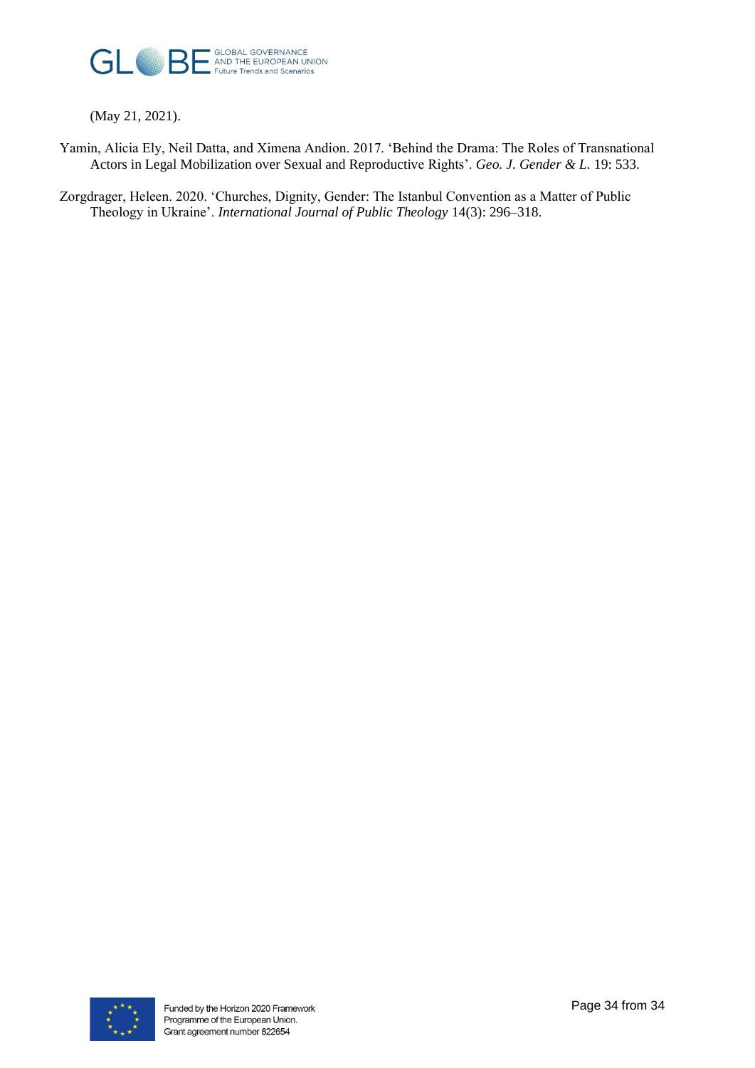(May 21, 2021).

Yamin, Alicia Ely, Neil Datta, and Ximena Andion. 2017. 'Behind the Drama: The Roles of Transnational Actors in Legal Mobilization over Sexual and Reproductive Rights'. *Geo. J. Gender & L.* 19: 533.

Zorgdrager, Heleen. 2020. 'Churches, Dignity, Gender: The Istanbul Convention as a Matter of Public Theology in Ukraine'. *International Journal of Public Theology* 14(3): 296–318.